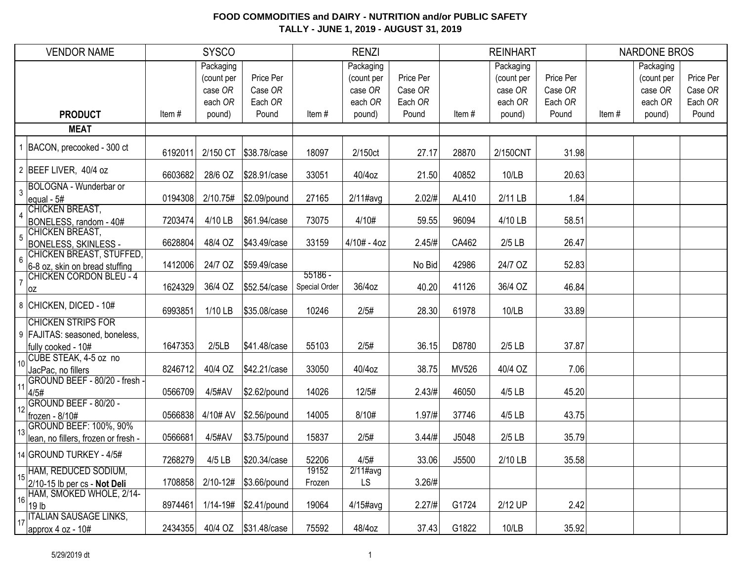# FOOD COMMODITIES and DAIRY - NUTRITION and/or PUBLIC SAFETY
## TALLY - JUNE 1, 2019 - AUGUST 31, 2019

| VENDOR NAME | | SYSCO | | | RENZI | | | REINHART | | | NARDONE BROS | | |
|---|---|---|---|---|---|---|---|---|---|---|---|---|---|
| | **PRODUCT** | Item # | Packaging (count per case *OR* each *OR* pound) | Price Per Case *OR* Each *OR* Pound | Item # | Packaging (count per case *OR* each *OR* pound) | Price Per Case *OR* Each *OR* Pound | Item # | Packaging (count per case *OR* each *OR* pound) | Price Per Case *OR* Each *OR* Pound | Item # | Packaging (count per case *OR* each *OR* pound) | Price Per Case *OR* Each *OR* Pound |
| | **MEAT** | | | | | | | | | | | | |
| 1 | BACON, precooked - 300 ct | 6192011 | 2/150 CT | $38.78/case | 18097 | 2/150ct | 27.17 | 28870 | 2/150CNT | 31.98 | | | |
| 2 | BEEF LIVER, 40/4 oz | 6603682 | 28/6 OZ | $28.91/case | 33051 | 40/4oz | 21.50 | 40852 | 10/LB | 20.63 | | | |
| 3 | BOLOGNA - Wunderbar or equal - 5# | 0194308 | 2/10.75# | $2.09/pound | 27165 | 2/11#avg | 2.02/# | AL410 | 2/11 LB | 1.84 | | | |
| 4 | CHICKEN BREAST, BONELESS, random - 40# | 7203474 | 4/10 LB | $61.94/case | 73075 | 4/10# | 59.55 | 96094 | 4/10 LB | 58.51 | | | |
| 5 | CHICKEN BREAST, BONELESS, SKINLESS - | 6628804 | 48/4 OZ | $43.49/case | 33159 | 4/10# - 4oz | 2.45/# | CA462 | 2/5 LB | 26.47 | | | |
| 6 | CHICKEN BREAST, STUFFED, 6-8 oz, skin on bread stuffing | 1412006 | 24/7 OZ | $59.49/case | | | No Bid | 42986 | 24/7 OZ | 52.83 | | | |
| 7 | CHICKEN CORDON BLEU - 4 oz | 1624329 | 36/4 OZ | $52.54/case | 55186 - Special Order | 36/4oz | 40.20 | 41126 | 36/4 OZ | 46.84 | | | |
| 8 | CHICKEN, DICED - 10# | 6993851 | 1/10 LB | $35.08/case | 10246 | 2/5# | 28.30 | 61978 | 10/LB | 33.89 | | | |
| 9 | CHICKEN STRIPS FOR FAJITAS: seasoned, boneless, fully cooked - 10# | 1647353 | 2/5LB | $41.48/case | 55103 | 2/5# | 36.15 | D8780 | 2/5 LB | 37.87 | | | |
| 10 | CUBE STEAK, 4-5 oz no JacPac, no fillers | 8246712 | 40/4 OZ | $42.21/case | 33050 | 40/4oz | 38.75 | MV526 | 40/4 OZ | 7.06 | | | |
| 11 | GROUND BEEF - 80/20 - fresh - 4/5# | 0566709 | 4/5#AV | $2.62/pound | 14026 | 12/5# | 2.43/# | 46050 | 4/5 LB | 45.20 | | | |
| 12 | GROUND BEEF - 80/20 - frozen - 8/10# | 0566838 | 4/10# AV | $2.56/pound | 14005 | 8/10# | 1.97/# | 37746 | 4/5 LB | 43.75 | | | |
| 13 | GROUND BEEF: 100%, 90% lean, no fillers, frozen or fresh - | 0566681 | 4/5#AV | $3.75/pound | 15837 | 2/5# | 3.44/# | J5048 | 2/5 LB | 35.79 | | | |
| 14 | GROUND TURKEY - 4/5# | 7268279 | 4/5 LB | $20.34/case | 52206 | 4/5# | 33.06 | J5500 | 2/10 LB | 35.58 | | | |
| 15 | HAM, REDUCED SODIUM, 2/10-15 lb per cs - **Not Deli** | 1708858 | 2/10-12# | $3.66/pound | 19152 Frozen | 2/11#avg LS | 3.26/# | | | | | | |
| 16 | HAM, SMOKED WHOLE, 2/14-19 lb | 8974461 | 1/14-19# | $2.41/pound | 19064 | 4/15#avg | 2.27/# | G1724 | 2/12 UP | 2.42 | | | |
| 17 | ITALIAN SAUSAGE LINKS, approx 4 oz - 10# | 2434355 | 40/4 OZ | $31.48/case | 75592 | 48/4oz | 37.43 | G1822 | 10/LB | 35.92 | | | |

5/29/2019 dt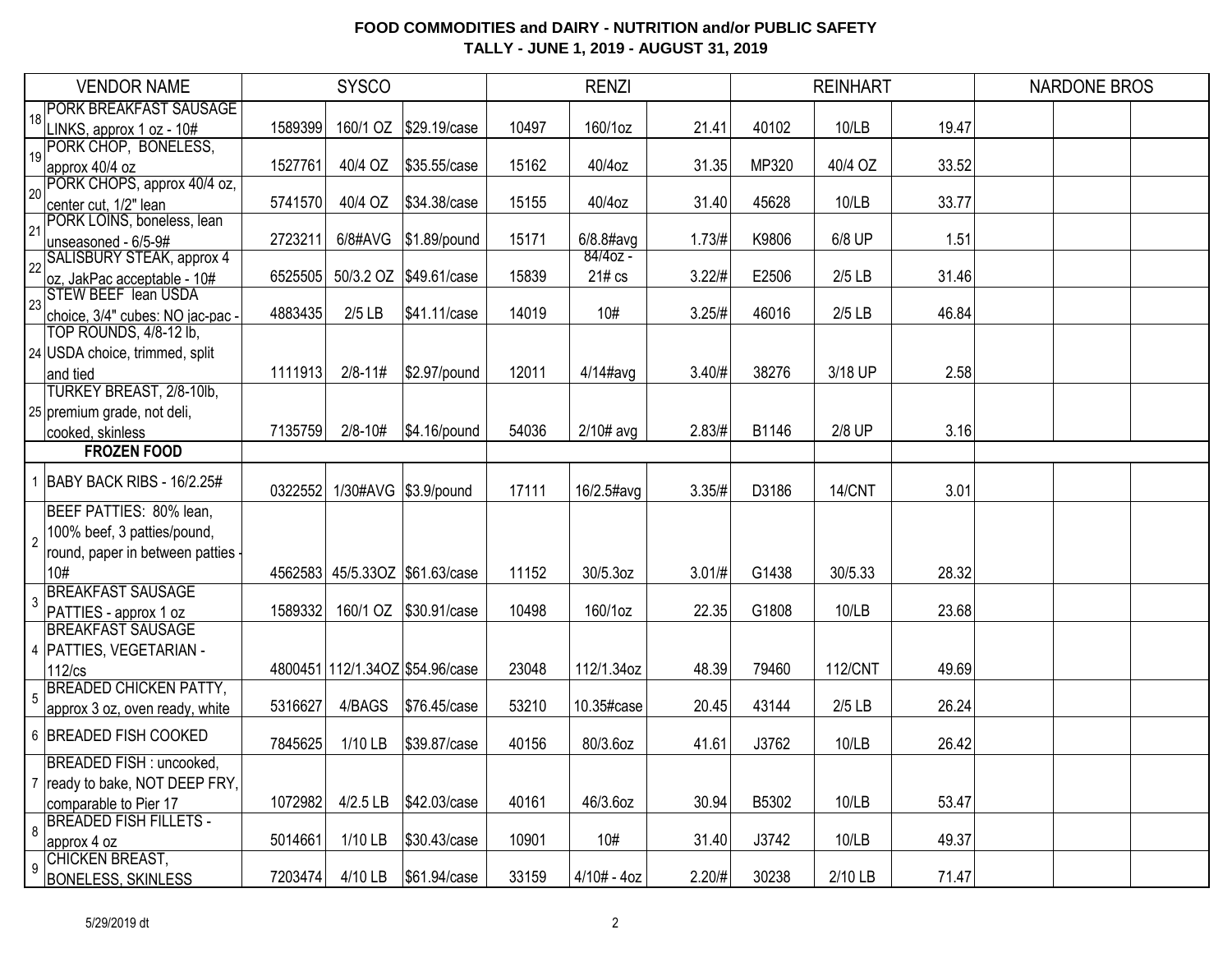**FOOD COMMODITIES and DAIRY - NUTRITION and/or PUBLIC SAFETY**
**TALLY - JUNE 1, 2019 - AUGUST 31, 2019**

| | VENDOR NAME | SYSCO | | | RENZI | | | REINHART | | | NARDONE BROS | | |
|---|---|---|---|---|---|---|---|---|---|---|---|---|---|
| 18 | PORK BREAKFAST SAUSAGE LINKS, approx 1 oz - 10# | 1589399 | 160/1 OZ | $29.19/case | 10497 | 160/1oz | 21.41 | 40102 | 10/LB | 19.47 | | | |
| 19 | PORK CHOP, BONELESS, approx 40/4 oz | 1527761 | 40/4 OZ | $35.55/case | 15162 | 40/4oz | 31.35 | MP320 | 40/4 OZ | 33.52 | | | |
| 20 | PORK CHOPS, approx 40/4 oz, center cut, 1/2" lean | 5741570 | 40/4 OZ | $34.38/case | 15155 | 40/4oz | 31.40 | 45628 | 10/LB | 33.77 | | | |
| 21 | PORK LOINS, boneless, lean unseasoned - 6/5-9# | 2723211 | 6/8#AVG | $1.89/pound | 15171 | 6/8.8#avg | 1.73/# | K9806 | 6/8 UP | 1.51 | | | |
| 22 | SALISBURY STEAK, approx 4 oz, JakPac acceptable - 10# | 6525505 | 50/3.2 OZ | $49.61/case | 15839 | 84/4oz - 21# cs | 3.22/# | E2506 | 2/5 LB | 31.46 | | | |
| 23 | STEW BEEF lean USDA choice, 3/4" cubes: NO jac-pac - | 4883435 | 2/5 LB | $41.11/case | 14019 | 10# | 3.25/# | 46016 | 2/5 LB | 46.84 | | | |
| 24 | TOP ROUNDS, 4/8-12 lb, USDA choice, trimmed, split and tied | 1111913 | 2/8-11# | $2.97/pound | 12011 | 4/14#avg | 3.40/# | 38276 | 3/18 UP | 2.58 | | | |
| 25 | TURKEY BREAST, 2/8-10lb, premium grade, not deli, cooked, skinless | 7135759 | 2/8-10# | $4.16/pound | 54036 | 2/10# avg | 2.83/# | B1146 | 2/8 UP | 3.16 | | | |
| | **FROZEN FOOD** | | | | | | | | | | | | |
| 1 | BABY BACK RIBS - 16/2.25# | 0322552 | 1/30#AVG | $3.9/pound | 17111 | 16/2.5#avg | 3.35/# | D3186 | 14/CNT | 3.01 | | | |
| 2 | BEEF PATTIES: 80% lean, 100% beef, 3 patties/pound, round, paper in between patties - 10# | 4562583 | 45/5.33OZ | $61.63/case | 11152 | 30/5.3oz | 3.01/# | G1438 | 30/5.33 | 28.32 | | | |
| 3 | BREAKFAST SAUSAGE PATTIES - approx 1 oz | 1589332 | 160/1 OZ | $30.91/case | 10498 | 160/1oz | 22.35 | G1808 | 10/LB | 23.68 | | | |
| 4 | BREAKFAST SAUSAGE PATTIES, VEGETARIAN - 112/cs | 4800451 | 112/1.34OZ | $54.96/case | 23048 | 112/1.34oz | 48.39 | 79460 | 112/CNT | 49.69 | | | |
| 5 | BREADED CHICKEN PATTY, approx 3 oz, oven ready, white | 5316627 | 4/BAGS | $76.45/case | 53210 | 10.35#case | 20.45 | 43144 | 2/5 LB | 26.24 | | | |
| 6 | BREADED FISH COOKED | 7845625 | 1/10 LB | $39.87/case | 40156 | 80/3.6oz | 41.61 | J3762 | 10/LB | 26.42 | | | |
| 7 | BREADED FISH : uncooked, ready to bake, NOT DEEP FRY, comparable to Pier 17 | 1072982 | 4/2.5 LB | $42.03/case | 40161 | 46/3.6oz | 30.94 | B5302 | 10/LB | 53.47 | | | |
| 8 | BREADED FISH FILLETS - approx 4 oz | 5014661 | 1/10 LB | $30.43/case | 10901 | 10# | 31.40 | J3742 | 10/LB | 49.37 | | | |
| 9 | CHICKEN BREAST, BONELESS, SKINLESS | 7203474 | 4/10 LB | $61.94/case | 33159 | 4/10# - 4oz | 2.20/# | 30238 | 2/10 LB | 71.47 | | | |

5/29/2019 dt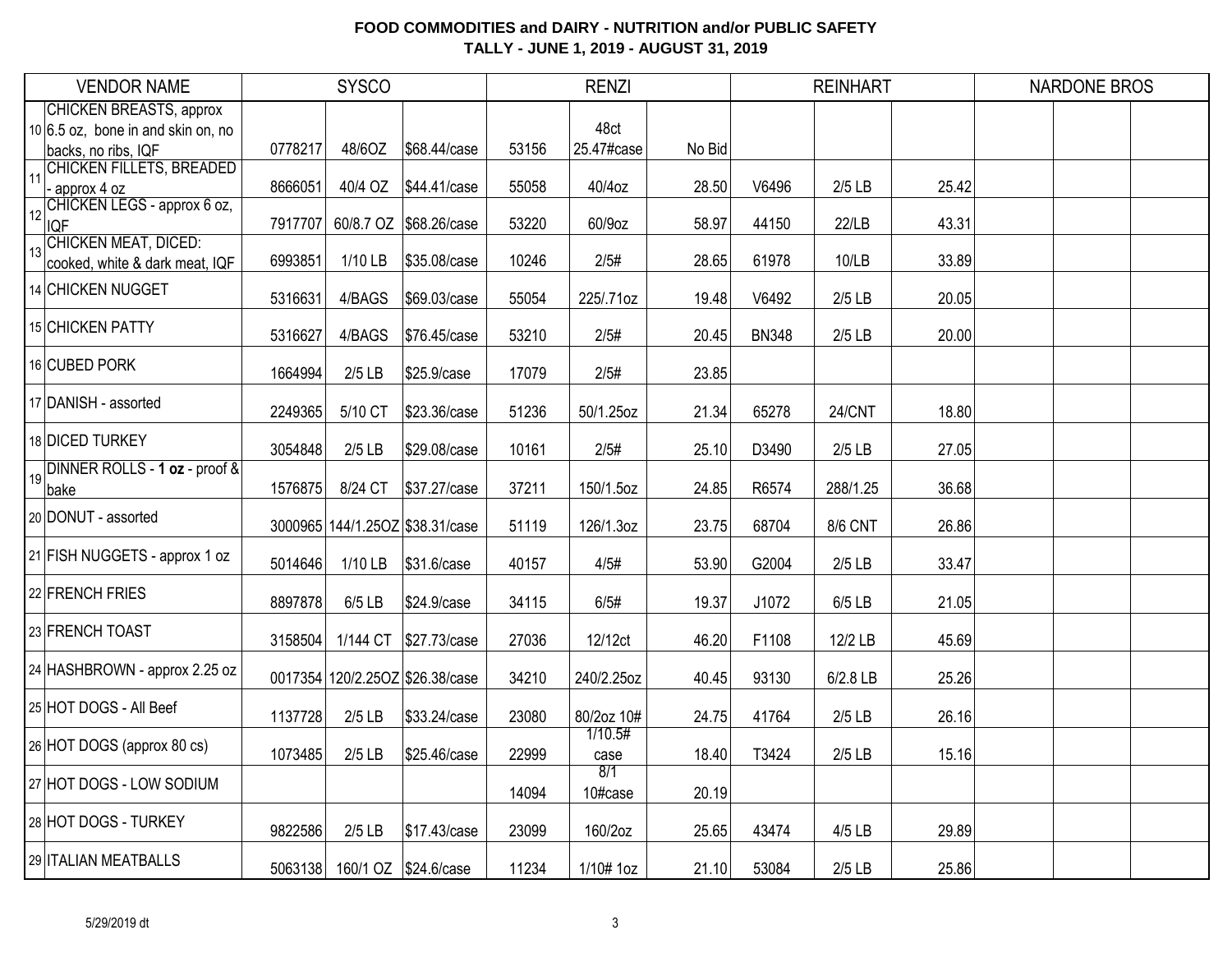**FOOD COMMODITIES and DAIRY - NUTRITION and/or PUBLIC SAFETY**
**TALLY - JUNE 1, 2019 - AUGUST 31, 2019**

| VENDOR NAME | SYSCO | | | RENZI | | | REINHART | | | NARDONE BROS | | |
|---|---|---|---|---|---|---|---|---|---|---|---|---|
| 10 CHICKEN BREASTS, approx 6.5 oz, bone in and skin on, no backs, no ribs, IQF | 0778217 | 48/6OZ | $68.44/case | 53156 | 48ct 25.47#case | No Bid | | | | | | |
| 11 CHICKEN FILLETS, BREADED - approx 4 oz | 8666051 | 40/4 OZ | $44.41/case | 55058 | 40/4oz | 28.50 | V6496 | 2/5 LB | 25.42 | | | |
| 12 CHICKEN LEGS - approx 6 oz, IQF | 7917707 | 60/8.7 OZ | $68.26/case | 53220 | 60/9oz | 58.97 | 44150 | 22/LB | 43.31 | | | |
| 13 CHICKEN MEAT, DICED: cooked, white & dark meat, IQF | 6993851 | 1/10 LB | $35.08/case | 10246 | 2/5# | 28.65 | 61978 | 10/LB | 33.89 | | | |
| 14 CHICKEN NUGGET | 5316631 | 4/BAGS | $69.03/case | 55054 | 225/.71oz | 19.48 | V6492 | 2/5 LB | 20.05 | | | |
| 15 CHICKEN PATTY | 5316627 | 4/BAGS | $76.45/case | 53210 | 2/5# | 20.45 | BN348 | 2/5 LB | 20.00 | | | |
| 16 CUBED PORK | 1664994 | 2/5 LB | $25.9/case | 17079 | 2/5# | 23.85 | | | | | | |
| 17 DANISH - assorted | 2249365 | 5/10 CT | $23.36/case | 51236 | 50/1.25oz | 21.34 | 65278 | 24/CNT | 18.80 | | | |
| 18 DICED TURKEY | 3054848 | 2/5 LB | $29.08/case | 10161 | 2/5# | 25.10 | D3490 | 2/5 LB | 27.05 | | | |
| 19 DINNER ROLLS - **1 oz** - proof & bake | 1576875 | 8/24 CT | $37.27/case | 37211 | 150/1.5oz | 24.85 | R6574 | 288/1.25 | 36.68 | | | |
| 20 DONUT - assorted | 3000965 | 144/1.25OZ | $38.31/case | 51119 | 126/1.3oz | 23.75 | 68704 | 8/6 CNT | 26.86 | | | |
| 21 FISH NUGGETS - approx 1 oz | 5014646 | 1/10 LB | $31.6/case | 40157 | 4/5# | 53.90 | G2004 | 2/5 LB | 33.47 | | | |
| 22 FRENCH FRIES | 8897878 | 6/5 LB | $24.9/case | 34115 | 6/5# | 19.37 | J1072 | 6/5 LB | 21.05 | | | |
| 23 FRENCH TOAST | 3158504 | 1/144 CT | $27.73/case | 27036 | 12/12ct | 46.20 | F1108 | 12/2 LB | 45.69 | | | |
| 24 HASHBROWN - approx 2.25 oz | 0017354 | 120/2.25OZ | $26.38/case | 34210 | 240/2.25oz | 40.45 | 93130 | 6/2.8 LB | 25.26 | | | |
| 25 HOT DOGS - All Beef | 1137728 | 2/5 LB | $33.24/case | 23080 | 80/2oz 10# | 24.75 | 41764 | 2/5 LB | 26.16 | | | |
| 26 HOT DOGS (approx 80 cs) | 1073485 | 2/5 LB | $25.46/case | 22999 | 1/10.5# case | 18.40 | T3424 | 2/5 LB | 15.16 | | | |
| 27 HOT DOGS - LOW SODIUM | | | | 14094 | 8/1 10#case | 20.19 | | | | | | |
| 28 HOT DOGS - TURKEY | 9822586 | 2/5 LB | $17.43/case | 23099 | 160/2oz | 25.65 | 43474 | 4/5 LB | 29.89 | | | |
| 29 ITALIAN MEATBALLS | 5063138 | 160/1 OZ | $24.6/case | 11234 | 1/10# 1oz | 21.10 | 53084 | 2/5 LB | 25.86 | | | |

5/29/2019 dt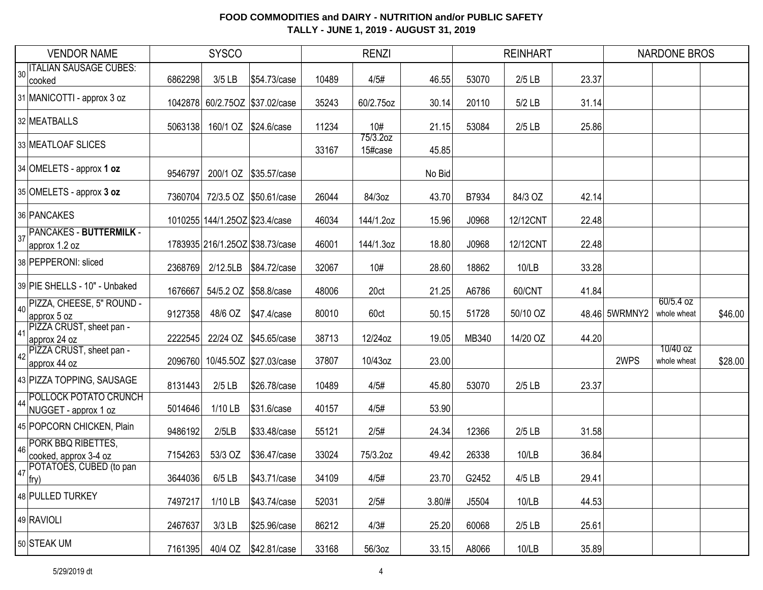**FOOD COMMODITIES and DAIRY - NUTRITION and/or PUBLIC SAFETY**
**TALLY - JUNE 1, 2019 - AUGUST 31, 2019**

| | VENDOR NAME | SYSCO | | | RENZI | | | REINHART | | | NARDONE BROS | | |
|---|---|---|---|---|---|---|---|---|---|---|---|---|---|
| 30 | ITALIAN SAUSAGE CUBES: cooked | 6862298 | 3/5 LB | $54.73/case | 10489 | 4/5# | 46.55 | 53070 | 2/5 LB | 23.37 | | | |
| 31 | MANICOTTI - approx 3 oz | 1042878 | 60/2.75OZ | $37.02/case | 35243 | 60/2.75oz | 30.14 | 20110 | 5/2 LB | 31.14 | | | |
| 32 | MEATBALLS | 5063138 | 160/1 OZ | $24.6/case | 11234 | 10# | 21.15 | 53084 | 2/5 LB | 25.86 | | | |
| 33 | MEATLOAF SLICES | | | | 33167 | 75/3.2oz 15#case | 45.85 | | | | | | |
| 34 | OMELETS - approx **1 oz** | 9546797 | 200/1 OZ | $35.57/case | | | No Bid | | | | | | |
| 35 | OMELETS - approx **3 oz** | 7360704 | 72/3.5 OZ | $50.61/case | 26044 | 84/3oz | 43.70 | B7934 | 84/3 OZ | 42.14 | | | |
| 36 | PANCAKES | 1010255 | 144/1.25OZ | $23.4/case | 46034 | 144/1.2oz | 15.96 | J0968 | 12/12CNT | 22.48 | | | |
| 37 | PANCAKES - **BUTTERMILK** - approx 1.2 oz | 1783935 | 216/1.25OZ | $38.73/case | 46001 | 144/1.3oz | 18.80 | J0968 | 12/12CNT | 22.48 | | | |
| 38 | PEPPERONI: sliced | 2368769 | 2/12.5LB | $84.72/case | 32067 | 10# | 28.60 | 18862 | 10/LB | 33.28 | | | |
| 39 | PIE SHELLS - 10" - Unbaked | 1676667 | 54/5.2 OZ | $58.8/case | 48006 | 20ct | 21.25 | A6786 | 60/CNT | 41.84 | | | |
| 40 | PIZZA, CHEESE, 5" ROUND - approx 5 oz | 9127358 | 48/6 OZ | $47.4/case | 80010 | 60ct | 50.15 | 51728 | 50/10 OZ | 48.46 | 5WRMNY2 | 60/5.4 oz whole wheat | $46.00 |
| 41 | PIZZA CRUST, sheet pan - approx 24 oz | 2222545 | 22/24 OZ | $45.65/case | 38713 | 12/24oz | 19.05 | MB340 | 14/20 OZ | 44.20 | | | |
| 42 | PIZZA CRUST, sheet pan - approx 44 oz | 2096760 | 10/45.5OZ | $27.03/case | 37807 | 10/43oz | 23.00 | | | | 2WPS | 10/40 oz whole wheat | $28.00 |
| 43 | PIZZA TOPPING, SAUSAGE | 8131443 | 2/5 LB | $26.78/case | 10489 | 4/5# | 45.80 | 53070 | 2/5 LB | 23.37 | | | |
| 44 | POLLOCK POTATO CRUNCH NUGGET - approx 1 oz | 5014646 | 1/10 LB | $31.6/case | 40157 | 4/5# | 53.90 | | | | | | |
| 45 | POPCORN CHICKEN, Plain | 9486192 | 2/5LB | $33.48/case | 55121 | 2/5# | 24.34 | 12366 | 2/5 LB | 31.58 | | | |
| 46 | PORK BBQ RIBETTES, cooked, approx 3-4 oz | 7154263 | 53/3 OZ | $36.47/case | 33024 | 75/3.2oz | 49.42 | 26338 | 10/LB | 36.84 | | | |
| 47 | POTATOES, CUBED (to pan fry) | 3644036 | 6/5 LB | $43.71/case | 34109 | 4/5# | 23.70 | G2452 | 4/5 LB | 29.41 | | | |
| 48 | PULLED TURKEY | 7497217 | 1/10 LB | $43.74/case | 52031 | 2/5# | 3.80/# | J5504 | 10/LB | 44.53 | | | |
| 49 | RAVIOLI | 2467637 | 3/3 LB | $25.96/case | 86212 | 4/3# | 25.20 | 60068 | 2/5 LB | 25.61 | | | |
| 50 | STEAK UM | 7161395 | 40/4 OZ | $42.81/case | 33168 | 56/3oz | 33.15 | A8066 | 10/LB | 35.89 | | | |

5/29/2019 dt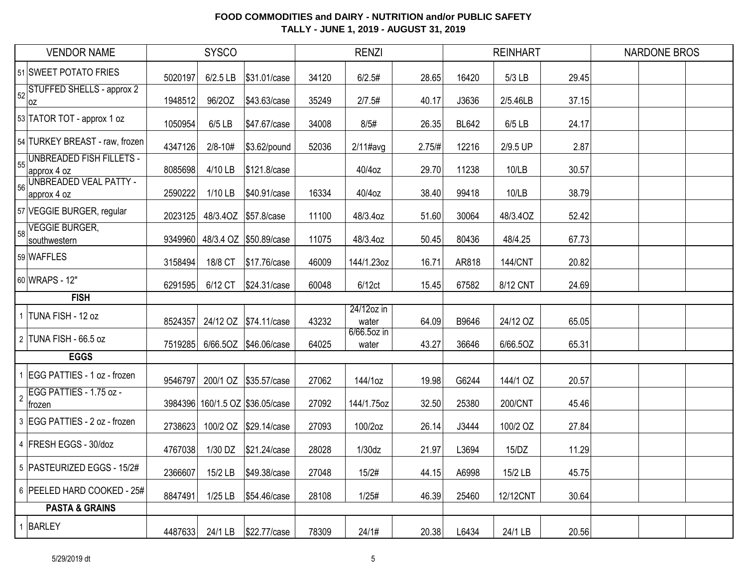# FOOD COMMODITIES and DAIRY - NUTRITION and/or PUBLIC SAFETY

## TALLY - JUNE 1, 2019 - AUGUST 31, 2019

| | VENDOR NAME | SYSCO | | | RENZI | | | REINHART | | | NARDONE BROS | | |
|---|---|---|---|---|---|---|---|---|---|---|---|---|---|
| 51 | SWEET POTATO FRIES | 5020197 | 6/2.5 LB | $31.01/case | 34120 | 6/2.5# | 28.65 | 16420 | 5/3 LB | 29.45 | | | |
| 52 | STUFFED SHELLS - approx 2 oz | 1948512 | 96/2OZ | $43.63/case | 35249 | 2/7.5# | 40.17 | J3636 | 2/5.46LB | 37.15 | | | |
| 53 | TATOR TOT - approx 1 oz | 1050954 | 6/5 LB | $47.67/case | 34008 | 8/5# | 26.35 | BL642 | 6/5 LB | 24.17 | | | |
| 54 | TURKEY BREAST - raw, frozen | 4347126 | 2/8-10# | $3.62/pound | 52036 | 2/11#avg | 2.75/# | 12216 | 2/9.5 UP | 2.87 | | | |
| 55 | UNBREADED FISH FILLETS - approx 4 oz | 8085698 | 4/10 LB | $121.8/case | | 40/4oz | 29.70 | 11238 | 10/LB | 30.57 | | | |
| 56 | UNBREADED VEAL PATTY - approx 4 oz | 2590222 | 1/10 LB | $40.91/case | 16334 | 40/4oz | 38.40 | 99418 | 10/LB | 38.79 | | | |
| 57 | VEGGIE BURGER, regular | 2023125 | 48/3.4OZ | $57.8/case | 11100 | 48/3.4oz | 51.60 | 30064 | 48/3.4OZ | 52.42 | | | |
| 58 | VEGGIE BURGER, southwestern | 9349960 | 48/3.4 OZ | $50.89/case | 11075 | 48/3.4oz | 50.45 | 80436 | 48/4.25 | 67.73 | | | |
| 59 | WAFFLES | 3158494 | 18/8 CT | $17.76/case | 46009 | 144/1.23oz | 16.71 | AR818 | 144/CNT | 20.82 | | | |
| 60 | WRAPS - 12" | 6291595 | 6/12 CT | $24.31/case | 60048 | 6/12ct | 15.45 | 67582 | 8/12 CNT | 24.69 | | | |
| | **FISH** | | | | | | | | | | | | |
| 1 | TUNA FISH - 12 oz | 8524357 | 24/12 OZ | $74.11/case | 43232 | 24/12oz in water | 64.09 | B9646 | 24/12 OZ | 65.05 | | | |
| 2 | TUNA FISH - 66.5 oz | 7519285 | 6/66.5OZ | $46.06/case | 64025 | 6/66.5oz in water | 43.27 | 36646 | 6/66.5OZ | 65.31 | | | |
| | **EGGS** | | | | | | | | | | | | |
| 1 | EGG PATTIES - 1 oz - frozen | 9546797 | 200/1 OZ | $35.57/case | 27062 | 144/1oz | 19.98 | G6244 | 144/1 OZ | 20.57 | | | |
| 2 | EGG PATTIES - 1.75 oz - frozen | 3984396 | 160/1.5 OZ | $36.05/case | 27092 | 144/1.75oz | 32.50 | 25380 | 200/CNT | 45.46 | | | |
| 3 | EGG PATTIES - 2 oz - frozen | 2738623 | 100/2 OZ | $29.14/case | 27093 | 100/2oz | 26.14 | J3444 | 100/2 OZ | 27.84 | | | |
| 4 | FRESH EGGS - 30/doz | 4767038 | 1/30 DZ | $21.24/case | 28028 | 1/30dz | 21.97 | L3694 | 15/DZ | 11.29 | | | |
| 5 | PASTEURIZED EGGS - 15/2# | 2366607 | 15/2 LB | $49.38/case | 27048 | 15/2# | 44.15 | A6998 | 15/2 LB | 45.75 | | | |
| 6 | PEELED HARD COOKED - 25# | 8847491 | 1/25 LB | $54.46/case | 28108 | 1/25# | 46.39 | 25460 | 12/12CNT | 30.64 | | | |
| | **PASTA & GRAINS** | | | | | | | | | | | | |
| 1 | BARLEY | 4487633 | 24/1 LB | $22.77/case | 78309 | 24/1# | 20.38 | L6434 | 24/1 LB | 20.56 | | | |

5/29/2019 dt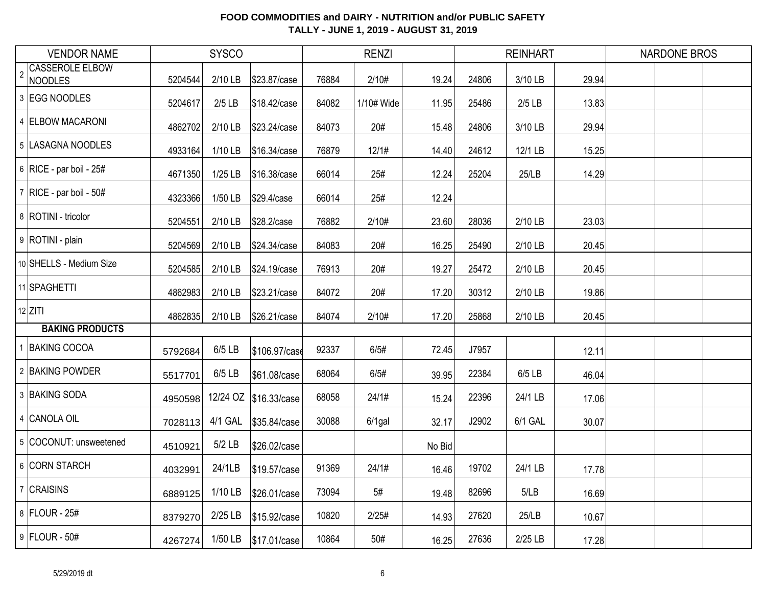**FOOD COMMODITIES and DAIRY - NUTRITION and/or PUBLIC SAFETY**
**TALLY - JUNE 1, 2019 - AUGUST 31, 2019**

| | VENDOR NAME | SYSCO | | | RENZI | | | REINHART | | | NARDONE BROS | | |
|---|---|---|---|---|---|---|---|---|---|---|---|---|---|
| 2 | CASSEROLE ELBOW NOODLES | 5204544 | 2/10 LB | $23.87/case | 76884 | 2/10# | 19.24 | 24806 | 3/10 LB | 29.94 | | | |
| 3 | EGG NOODLES | 5204617 | 2/5 LB | $18.42/case | 84082 | 1/10# Wide | 11.95 | 25486 | 2/5 LB | 13.83 | | | |
| 4 | ELBOW MACARONI | 4862702 | 2/10 LB | $23.24/case | 84073 | 20# | 15.48 | 24806 | 3/10 LB | 29.94 | | | |
| 5 | LASAGNA NOODLES | 4933164 | 1/10 LB | $16.34/case | 76879 | 12/1# | 14.40 | 24612 | 12/1 LB | 15.25 | | | |
| 6 | RICE - par boil - 25# | 4671350 | 1/25 LB | $16.38/case | 66014 | 25# | 12.24 | 25204 | 25/LB | 14.29 | | | |
| 7 | RICE - par boil - 50# | 4323366 | 1/50 LB | $29.4/case | 66014 | 25# | 12.24 | | | | | | |
| 8 | ROTINI - tricolor | 5204551 | 2/10 LB | $28.2/case | 76882 | 2/10# | 23.60 | 28036 | 2/10 LB | 23.03 | | | |
| 9 | ROTINI - plain | 5204569 | 2/10 LB | $24.34/case | 84083 | 20# | 16.25 | 25490 | 2/10 LB | 20.45 | | | |
| 10 | SHELLS - Medium Size | 5204585 | 2/10 LB | $24.19/case | 76913 | 20# | 19.27 | 25472 | 2/10 LB | 20.45 | | | |
| 11 | SPAGHETTI | 4862983 | 2/10 LB | $23.21/case | 84072 | 20# | 17.20 | 30312 | 2/10 LB | 19.86 | | | |
| 12 | ZITI | 4862835 | 2/10 LB | $26.21/case | 84074 | 2/10# | 17.20 | 25868 | 2/10 LB | 20.45 | | | |
| | **BAKING PRODUCTS** | | | | | | | | | | | | |
| 1 | BAKING COCOA | 5792684 | 6/5 LB | $106.97/case | 92337 | 6/5# | 72.45 | J7957 | | 12.11 | | | |
| 2 | BAKING POWDER | 5517701 | 6/5 LB | $61.08/case | 68064 | 6/5# | 39.95 | 22384 | 6/5 LB | 46.04 | | | |
| 3 | BAKING SODA | 4950598 | 12/24 OZ | $16.33/case | 68058 | 24/1# | 15.24 | 22396 | 24/1 LB | 17.06 | | | |
| 4 | CANOLA OIL | 7028113 | 4/1 GAL | $35.84/case | 30088 | 6/1gal | 32.17 | J2902 | 6/1 GAL | 30.07 | | | |
| 5 | COCONUT: unsweetened | 4510921 | 5/2 LB | $26.02/case | | | No Bid | | | | | | |
| 6 | CORN STARCH | 4032991 | 24/1LB | $19.57/case | 91369 | 24/1# | 16.46 | 19702 | 24/1 LB | 17.78 | | | |
| 7 | CRAISINS | 6889125 | 1/10 LB | $26.01/case | 73094 | 5# | 19.48 | 82696 | 5/LB | 16.69 | | | |
| 8 | FLOUR - 25# | 8379270 | 2/25 LB | $15.92/case | 10820 | 2/25# | 14.93 | 27620 | 25/LB | 10.67 | | | |
| 9 | FLOUR - 50# | 4267274 | 1/50 LB | $17.01/case | 10864 | 50# | 16.25 | 27636 | 2/25 LB | 17.28 | | | |

5/29/2019 dt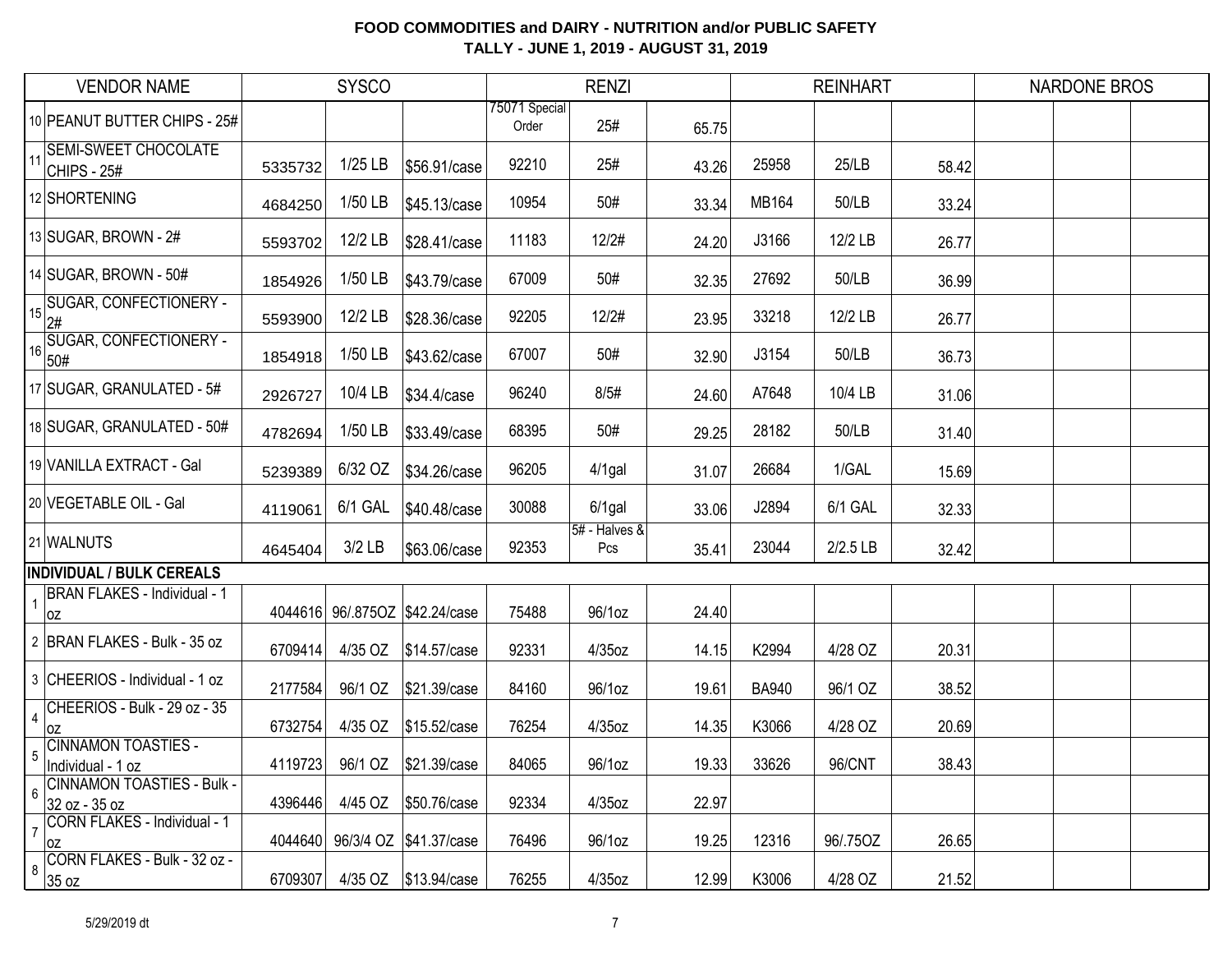**FOOD COMMODITIES and DAIRY - NUTRITION and/or PUBLIC SAFETY**
**TALLY - JUNE 1, 2019 - AUGUST 31, 2019**

| | VENDOR NAME | SYSCO | | | RENZI | | | REINHART | | | NARDONE BROS | | |
|---|---|---|---|---|---|---|---|---|---|---|---|---|---|
| 10 | PEANUT BUTTER CHIPS - 25# | | | | 75071 Special Order | 25# | 65.75 | | | | | | |
| 11 | SEMI-SWEET CHOCOLATE CHIPS - 25# | 5335732 | 1/25 LB | $56.91/case | 92210 | 25# | 43.26 | 25958 | 25/LB | 58.42 | | | |
| 12 | SHORTENING | 4684250 | 1/50 LB | $45.13/case | 10954 | 50# | 33.34 | MB164 | 50/LB | 33.24 | | | |
| 13 | SUGAR, BROWN - 2# | 5593702 | 12/2 LB | $28.41/case | 11183 | 12/2# | 24.20 | J3166 | 12/2 LB | 26.77 | | | |
| 14 | SUGAR, BROWN - 50# | 1854926 | 1/50 LB | $43.79/case | 67009 | 50# | 32.35 | 27692 | 50/LB | 36.99 | | | |
| 15 | SUGAR, CONFECTIONERY - 2# | 5593900 | 12/2 LB | $28.36/case | 92205 | 12/2# | 23.95 | 33218 | 12/2 LB | 26.77 | | | |
| 16 | SUGAR, CONFECTIONERY - 50# | 1854918 | 1/50 LB | $43.62/case | 67007 | 50# | 32.90 | J3154 | 50/LB | 36.73 | | | |
| 17 | SUGAR, GRANULATED - 5# | 2926727 | 10/4 LB | $34.4/case | 96240 | 8/5# | 24.60 | A7648 | 10/4 LB | 31.06 | | | |
| 18 | SUGAR, GRANULATED - 50# | 4782694 | 1/50 LB | $33.49/case | 68395 | 50# | 29.25 | 28182 | 50/LB | 31.40 | | | |
| 19 | VANILLA EXTRACT - Gal | 5239389 | 6/32 OZ | $34.26/case | 96205 | 4/1gal | 31.07 | 26684 | 1/GAL | 15.69 | | | |
| 20 | VEGETABLE OIL - Gal | 4119061 | 6/1 GAL | $40.48/case | 30088 | 6/1gal | 33.06 | J2894 | 6/1 GAL | 32.33 | | | |
| 21 | WALNUTS | 4645404 | 3/2 LB | $63.06/case | 92353 | 5# - Halves & Pcs | 35.41 | 23044 | 2/2.5 LB | 32.42 | | | |
| | **INDIVIDUAL / BULK CEREALS** | | | | | | | | | | | | |
| 1 | BRAN FLAKES - Individual - 1 oz | 4044616 | 96/.875OZ | $42.24/case | 75488 | 96/1oz | 24.40 | | | | | | |
| 2 | BRAN FLAKES - Bulk - 35 oz | 6709414 | 4/35 OZ | $14.57/case | 92331 | 4/35oz | 14.15 | K2994 | 4/28 OZ | 20.31 | | | |
| 3 | CHEERIOS - Individual - 1 oz | 2177584 | 96/1 OZ | $21.39/case | 84160 | 96/1oz | 19.61 | BA940 | 96/1 OZ | 38.52 | | | |
| 4 | CHEERIOS - Bulk - 29 oz - 35 oz | 6732754 | 4/35 OZ | $15.52/case | 76254 | 4/35oz | 14.35 | K3066 | 4/28 OZ | 20.69 | | | |
| 5 | CINNAMON TOASTIES - Individual - 1 oz | 4119723 | 96/1 OZ | $21.39/case | 84065 | 96/1oz | 19.33 | 33626 | 96/CNT | 38.43 | | | |
| 6 | CINNAMON TOASTIES - Bulk - 32 oz - 35 oz | 4396446 | 4/45 OZ | $50.76/case | 92334 | 4/35oz | 22.97 | | | | | | |
| 7 | CORN FLAKES - Individual - 1 oz | 4044640 | 96/3/4 OZ | $41.37/case | 76496 | 96/1oz | 19.25 | 12316 | 96/.75OZ | 26.65 | | | |
| 8 | CORN FLAKES - Bulk - 32 oz - 35 oz | 6709307 | 4/35 OZ | $13.94/case | 76255 | 4/35oz | 12.99 | K3006 | 4/28 OZ | 21.52 | | | |

5/29/2019 dt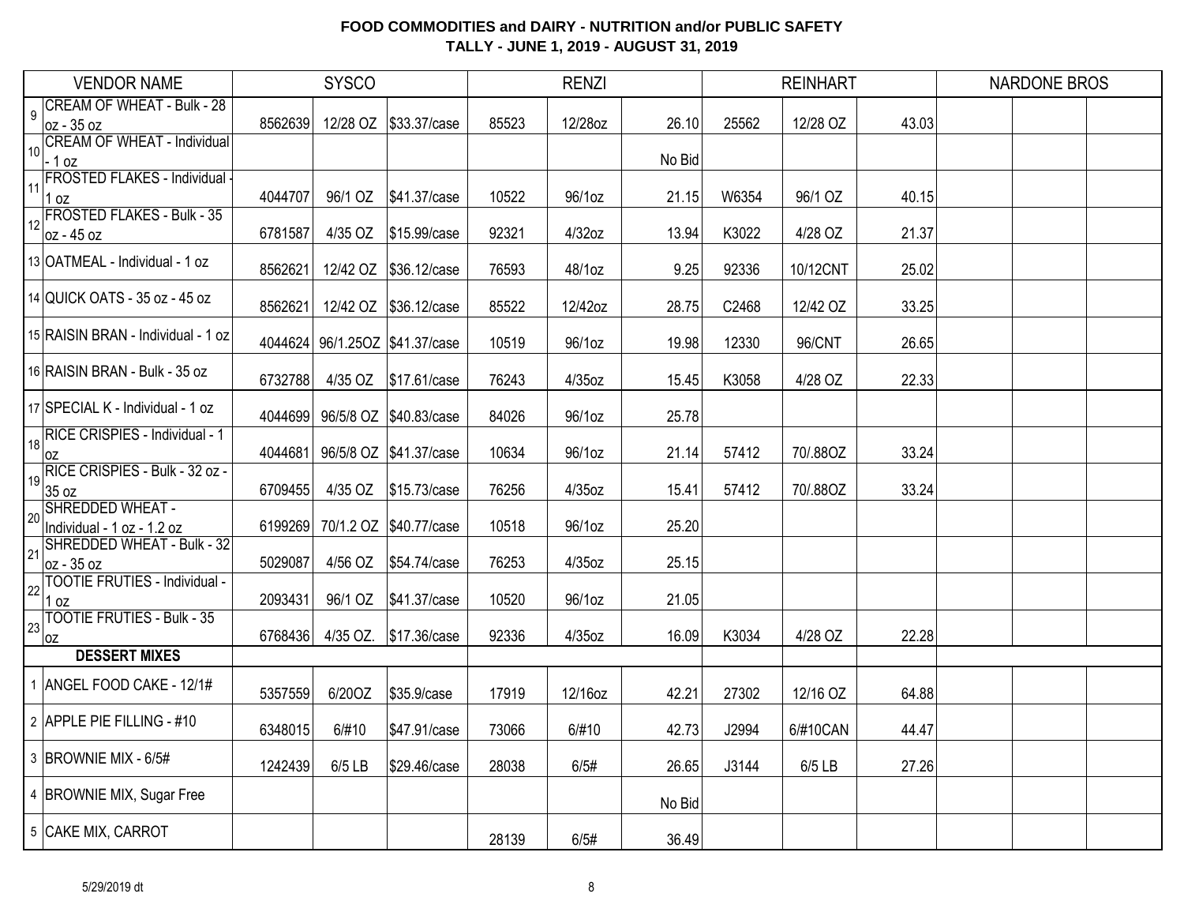**FOOD COMMODITIES and DAIRY - NUTRITION and/or PUBLIC SAFETY**
**TALLY - JUNE 1, 2019 - AUGUST 31, 2019**

| | VENDOR NAME | SYSCO | | | RENZI | | | REINHART | | | NARDONE BROS | | |
|---|---|---|---|---|---|---|---|---|---|---|---|---|---|
| 9 | CREAM OF WHEAT - Bulk - 28 oz - 35 oz | 8562639 | 12/28 OZ | $33.37/case | 85523 | 12/28oz | 26.10 | 25562 | 12/28 OZ | 43.03 | | | |
| 10 | CREAM OF WHEAT - Individual - 1 oz | | | | | | No Bid | | | | | | |
| 11 | FROSTED FLAKES - Individual - 1 oz | 4044707 | 96/1 OZ | $41.37/case | 10522 | 96/1oz | 21.15 | W6354 | 96/1 OZ | 40.15 | | | |
| 12 | FROSTED FLAKES - Bulk - 35 oz - 45 oz | 6781587 | 4/35 OZ | $15.99/case | 92321 | 4/32oz | 13.94 | K3022 | 4/28 OZ | 21.37 | | | |
| 13 | OATMEAL - Individual - 1 oz | 8562621 | 12/42 OZ | $36.12/case | 76593 | 48/1oz | 9.25 | 92336 | 10/12CNT | 25.02 | | | |
| 14 | QUICK OATS - 35 oz - 45 oz | 8562621 | 12/42 OZ | $36.12/case | 85522 | 12/42oz | 28.75 | C2468 | 12/42 OZ | 33.25 | | | |
| 15 | RAISIN BRAN - Individual - 1 oz | 4044624 | 96/1.25OZ | $41.37/case | 10519 | 96/1oz | 19.98 | 12330 | 96/CNT | 26.65 | | | |
| 16 | RAISIN BRAN - Bulk - 35 oz | 6732788 | 4/35 OZ | $17.61/case | 76243 | 4/35oz | 15.45 | K3058 | 4/28 OZ | 22.33 | | | |
| 17 | SPECIAL K - Individual - 1 oz | 4044699 | 96/5/8 OZ | $40.83/case | 84026 | 96/1oz | 25.78 | | | | | | |
| 18 | RICE CRISPIES - Individual - 1 oz | 4044681 | 96/5/8 OZ | $41.37/case | 10634 | 96/1oz | 21.14 | 57412 | 70/.88OZ | 33.24 | | | |
| 19 | RICE CRISPIES - Bulk - 32 oz - 35 oz | 6709455 | 4/35 OZ | $15.73/case | 76256 | 4/35oz | 15.41 | 57412 | 70/.88OZ | 33.24 | | | |
| 20 | SHREDDED WHEAT - Individual - 1 oz - 1.2 oz | 6199269 | 70/1.2 OZ | $40.77/case | 10518 | 96/1oz | 25.20 | | | | | | |
| 21 | SHREDDED WHEAT - Bulk - 32 oz - 35 oz | 5029087 | 4/56 OZ | $54.74/case | 76253 | 4/35oz | 25.15 | | | | | | |
| 22 | TOOTIE FRUTIES - Individual - 1 oz | 2093431 | 96/1 OZ | $41.37/case | 10520 | 96/1oz | 21.05 | | | | | | |
| 23 | TOOTIE FRUTIES - Bulk - 35 oz | 6768436 | 4/35 OZ. | $17.36/case | 92336 | 4/35oz | 16.09 | K3034 | 4/28 OZ | 22.28 | | | |
| | **DESSERT MIXES** | | | | | | | | | | | | |
| 1 | ANGEL FOOD CAKE - 12/1# | 5357559 | 6/20OZ | $35.9/case | 17919 | 12/16oz | 42.21 | 27302 | 12/16 OZ | 64.88 | | | |
| 2 | APPLE PIE FILLING - #10 | 6348015 | 6/#10 | $47.91/case | 73066 | 6/#10 | 42.73 | J2994 | 6/#10CAN | 44.47 | | | |
| 3 | BROWNIE MIX - 6/5# | 1242439 | 6/5 LB | $29.46/case | 28038 | 6/5# | 26.65 | J3144 | 6/5 LB | 27.26 | | | |
| 4 | BROWNIE MIX, Sugar Free | | | | | | No Bid | | | | | | |
| 5 | CAKE MIX, CARROT | | | | 28139 | 6/5# | 36.49 | | | | | | |

5/29/2019 dt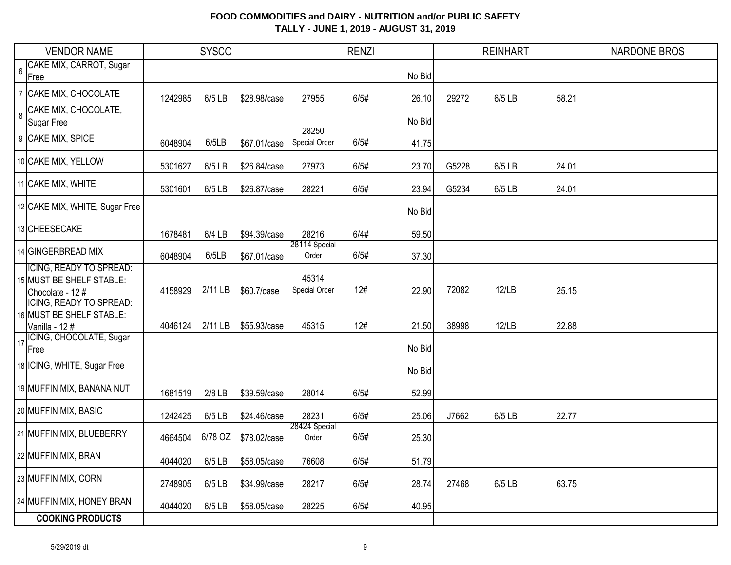**FOOD COMMODITIES and DAIRY - NUTRITION and/or PUBLIC SAFETY**
**TALLY - JUNE 1, 2019 - AUGUST 31, 2019**

| | VENDOR NAME | SYSCO | | | RENZI | | | REINHART | | | NARDONE BROS | | |
|---|---|---|---|---|---|---|---|---|---|---|---|---|---|
| 6 | CAKE MIX, CARROT, Sugar Free | | | | | | No Bid | | | | | | |
| 7 | CAKE MIX, CHOCOLATE | 1242985 | 6/5 LB | $28.98/case | 27955 | 6/5# | 26.10 | 29272 | 6/5 LB | 58.21 | | | |
| 8 | CAKE MIX, CHOCOLATE, Sugar Free | | | | | | No Bid | | | | | | |
| 9 | CAKE MIX, SPICE | 6048904 | 6/5LB | $67.01/case | 28250 Special Order | 6/5# | 41.75 | | | | | | |
| 10 | CAKE MIX, YELLOW | 5301627 | 6/5 LB | $26.84/case | 27973 | 6/5# | 23.70 | G5228 | 6/5 LB | 24.01 | | | |
| 11 | CAKE MIX, WHITE | 5301601 | 6/5 LB | $26.87/case | 28221 | 6/5# | 23.94 | G5234 | 6/5 LB | 24.01 | | | |
| 12 | CAKE MIX, WHITE, Sugar Free | | | | | | No Bid | | | | | | |
| 13 | CHEESECAKE | 1678481 | 6/4 LB | $94.39/case | 28216 | 6/4# | 59.50 | | | | | | |
| 14 | GINGERBREAD MIX | 6048904 | 6/5LB | $67.01/case | 28114 Special Order | 6/5# | 37.30 | | | | | | |
| 15 | ICING, READY TO SPREAD: MUST BE SHELF STABLE: Chocolate - 12 # | 4158929 | 2/11 LB | $60.7/case | 45314 Special Order | 12# | 22.90 | 72082 | 12/LB | 25.15 | | | |
| 16 | ICING, READY TO SPREAD: MUST BE SHELF STABLE: Vanilla - 12 # | 4046124 | 2/11 LB | $55.93/case | 45315 | 12# | 21.50 | 38998 | 12/LB | 22.88 | | | |
| 17 | ICING, CHOCOLATE, Sugar Free | | | | | | No Bid | | | | | | |
| 18 | ICING, WHITE, Sugar Free | | | | | | No Bid | | | | | | |
| 19 | MUFFIN MIX, BANANA NUT | 1681519 | 2/8 LB | $39.59/case | 28014 | 6/5# | 52.99 | | | | | | |
| 20 | MUFFIN MIX, BASIC | 1242425 | 6/5 LB | $24.46/case | 28231 | 6/5# | 25.06 | J7662 | 6/5 LB | 22.77 | | | |
| 21 | MUFFIN MIX, BLUEBERRY | 4664504 | 6/78 OZ | $78.02/case | 28424 Special Order | 6/5# | 25.30 | | | | | | |
| 22 | MUFFIN MIX, BRAN | 4044020 | 6/5 LB | $58.05/case | 76608 | 6/5# | 51.79 | | | | | | |
| 23 | MUFFIN MIX, CORN | 2748905 | 6/5 LB | $34.99/case | 28217 | 6/5# | 28.74 | 27468 | 6/5 LB | 63.75 | | | |
| 24 | MUFFIN MIX, HONEY BRAN | 4044020 | 6/5 LB | $58.05/case | 28225 | 6/5# | 40.95 | | | | | | |
| | **COOKING PRODUCTS** | | | | | | | | | | | | |

5/29/2019 dt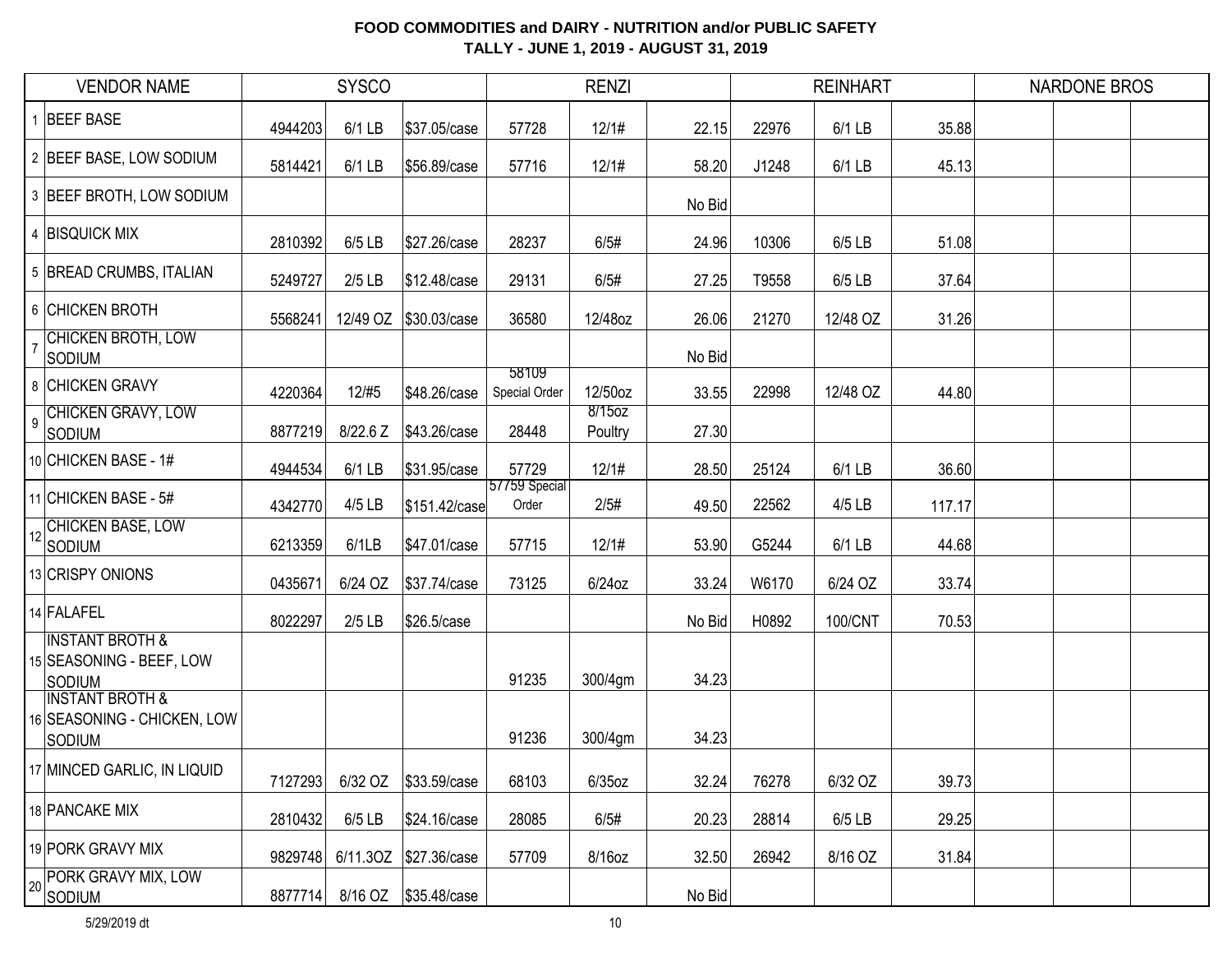**FOOD COMMODITIES and DAIRY - NUTRITION and/or PUBLIC SAFETY**
**TALLY - JUNE 1, 2019 - AUGUST 31, 2019**

| | VENDOR NAME | SYSCO | | | RENZI | | | REINHART | | | NARDONE BROS | | |
|---|---|---|---|---|---|---|---|---|---|---|---|---|---|
| 1 | BEEF BASE | 4944203 | 6/1 LB | $37.05/case | 57728 | 12/1# | 22.15 | 22976 | 6/1 LB | 35.88 | | | |
| 2 | BEEF BASE, LOW SODIUM | 5814421 | 6/1 LB | $56.89/case | 57716 | 12/1# | 58.20 | J1248 | 6/1 LB | 45.13 | | | |
| 3 | BEEF BROTH, LOW SODIUM | | | | | | No Bid | | | | | | |
| 4 | BISQUICK MIX | 2810392 | 6/5 LB | $27.26/case | 28237 | 6/5# | 24.96 | 10306 | 6/5 LB | 51.08 | | | |
| 5 | BREAD CRUMBS, ITALIAN | 5249727 | 2/5 LB | $12.48/case | 29131 | 6/5# | 27.25 | T9558 | 6/5 LB | 37.64 | | | |
| 6 | CHICKEN BROTH | 5568241 | 12/49 OZ | $30.03/case | 36580 | 12/48oz | 26.06 | 21270 | 12/48 OZ | 31.26 | | | |
| 7 | CHICKEN BROTH, LOW SODIUM | | | | | | No Bid | | | | | | |
| 8 | CHICKEN GRAVY | 4220364 | 12/#5 | $48.26/case | 58109 Special Order | 12/50oz | 33.55 | 22998 | 12/48 OZ | 44.80 | | | |
| 9 | CHICKEN GRAVY, LOW SODIUM | 8877219 | 8/22.6 Z | $43.26/case | 28448 | 8/15oz Poultry | 27.30 | | | | | | |
| 10 | CHICKEN BASE - 1# | 4944534 | 6/1 LB | $31.95/case | 57729 | 12/1# | 28.50 | 25124 | 6/1 LB | 36.60 | | | |
| 11 | CHICKEN BASE - 5# | 4342770 | 4/5 LB | $151.42/case | 57759 Special Order | 2/5# | 49.50 | 22562 | 4/5 LB | 117.17 | | | |
| 12 | CHICKEN BASE, LOW SODIUM | 6213359 | 6/1LB | $47.01/case | 57715 | 12/1# | 53.90 | G5244 | 6/1 LB | 44.68 | | | |
| 13 | CRISPY ONIONS | 0435671 | 6/24 OZ | $37.74/case | 73125 | 6/24oz | 33.24 | W6170 | 6/24 OZ | 33.74 | | | |
| 14 | FALAFEL | 8022297 | 2/5 LB | $26.5/case | | | No Bid | H0892 | 100/CNT | 70.53 | | | |
| 15 | INSTANT BROTH & SEASONING - BEEF, LOW SODIUM | | | | 91235 | 300/4gm | 34.23 | | | | | | |
| 16 | INSTANT BROTH & SEASONING - CHICKEN, LOW SODIUM | | | | 91236 | 300/4gm | 34.23 | | | | | | |
| 17 | MINCED GARLIC, IN LIQUID | 7127293 | 6/32 OZ | $33.59/case | 68103 | 6/35oz | 32.24 | 76278 | 6/32 OZ | 39.73 | | | |
| 18 | PANCAKE MIX | 2810432 | 6/5 LB | $24.16/case | 28085 | 6/5# | 20.23 | 28814 | 6/5 LB | 29.25 | | | |
| 19 | PORK GRAVY MIX | 9829748 | 6/11.3OZ | $27.36/case | 57709 | 8/16oz | 32.50 | 26942 | 8/16 OZ | 31.84 | | | |
| 20 | PORK GRAVY MIX, LOW SODIUM | 8877714 | 8/16 OZ | $35.48/case | | | No Bid | | | | | | |

5/29/2019 dt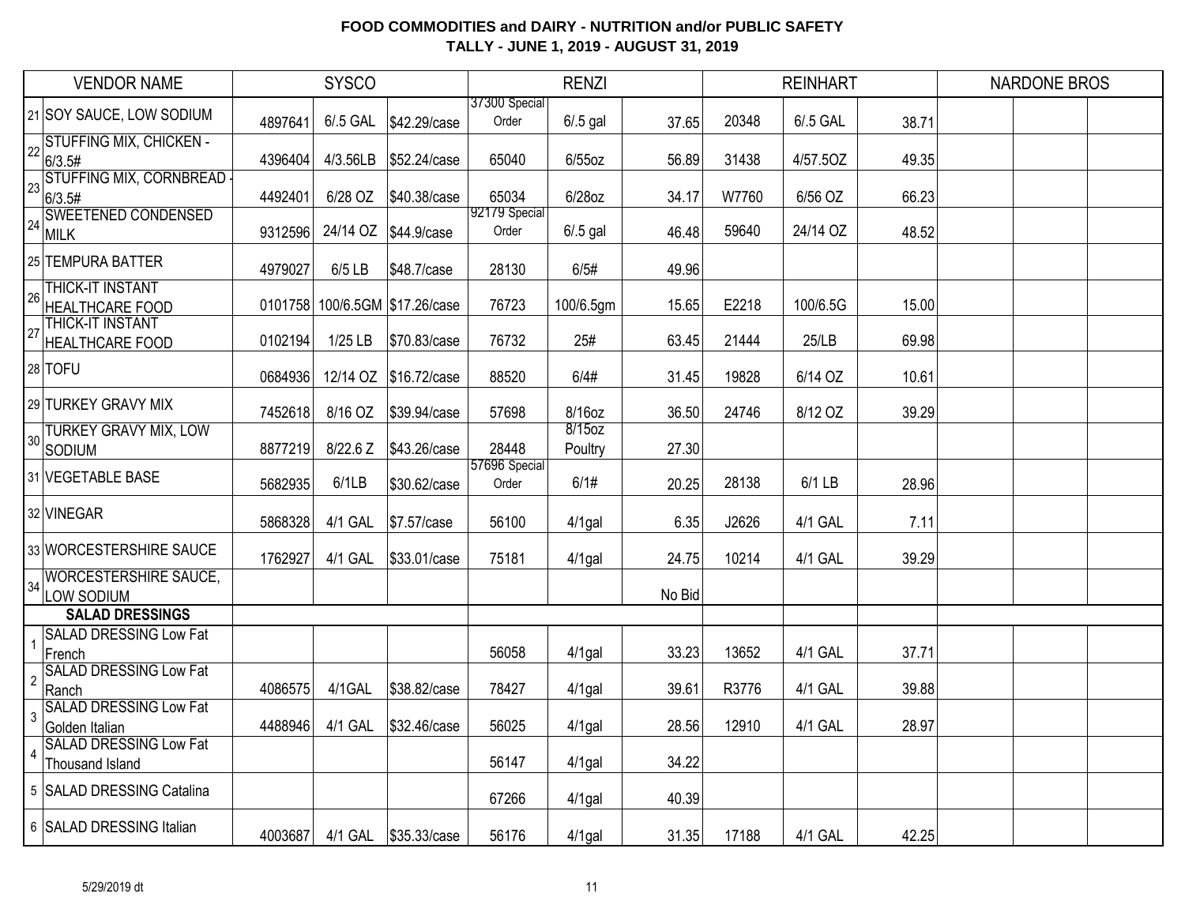# FOOD COMMODITIES and DAIRY - NUTRITION and/or PUBLIC SAFETY
## TALLY - JUNE 1, 2019 - AUGUST 31, 2019

| | VENDOR NAME | SYSCO | | | RENZI | | | REINHART | | | NARDONE BROS | | |
|---|---|---|---|---|---|---|---|---|---|---|---|---|---|
| 21 | SOY SAUCE, LOW SODIUM | 4897641 | 6/.5 GAL | $42.29/case | 37300 Special Order | 6/.5 gal | 37.65 | 20348 | 6/.5 GAL | 38.71 | | | |
| 22 | STUFFING MIX, CHICKEN - 6/3.5# | 4396404 | 4/3.56LB | $52.24/case | 65040 | 6/55oz | 56.89 | 31438 | 4/57.5OZ | 49.35 | | | |
| 23 | STUFFING MIX, CORNBREAD - 6/3.5# | 4492401 | 6/28 OZ | $40.38/case | 65034 | 6/28oz | 34.17 | W7760 | 6/56 OZ | 66.23 | | | |
| 24 | SWEETENED CONDENSED MILK | 9312596 | 24/14 OZ | $44.9/case | 92179 Special Order | 6/.5 gal | 46.48 | 59640 | 24/14 OZ | 48.52 | | | |
| 25 | TEMPURA BATTER | 4979027 | 6/5 LB | $48.7/case | 28130 | 6/5# | 49.96 | | | | | | |
| 26 | THICK-IT INSTANT HEALTHCARE FOOD | 0101758 | 100/6.5GM | $17.26/case | 76723 | 100/6.5gm | 15.65 | E2218 | 100/6.5G | 15.00 | | | |
| 27 | THICK-IT INSTANT HEALTHCARE FOOD | 0102194 | 1/25 LB | $70.83/case | 76732 | 25# | 63.45 | 21444 | 25/LB | 69.98 | | | |
| 28 | TOFU | 0684936 | 12/14 OZ | $16.72/case | 88520 | 6/4# | 31.45 | 19828 | 6/14 OZ | 10.61 | | | |
| 29 | TURKEY GRAVY MIX | 7452618 | 8/16 OZ | $39.94/case | 57698 | 8/16oz | 36.50 | 24746 | 8/12 OZ | 39.29 | | | |
| 30 | TURKEY GRAVY MIX, LOW SODIUM | 8877219 | 8/22.6 Z | $43.26/case | 28448 | 8/15oz Poultry | 27.30 | | | | | | |
| 31 | VEGETABLE BASE | 5682935 | 6/1LB | $30.62/case | 57696 Special Order | 6/1# | 20.25 | 28138 | 6/1 LB | 28.96 | | | |
| 32 | VINEGAR | 5868328 | 4/1 GAL | $7.57/case | 56100 | 4/1gal | 6.35 | J2626 | 4/1 GAL | 7.11 | | | |
| 33 | WORCESTERSHIRE SAUCE | 1762927 | 4/1 GAL | $33.01/case | 75181 | 4/1gal | 24.75 | 10214 | 4/1 GAL | 39.29 | | | |
| 34 | WORCESTERSHIRE SAUCE, LOW SODIUM | | | | | | No Bid | | | | | | |
| | **SALAD DRESSINGS** | | | | | | | | | | | | |
| 1 | SALAD DRESSING Low Fat French | | | | 56058 | 4/1gal | 33.23 | 13652 | 4/1 GAL | 37.71 | | | |
| 2 | SALAD DRESSING Low Fat Ranch | 4086575 | 4/1GAL | $38.82/case | 78427 | 4/1gal | 39.61 | R3776 | 4/1 GAL | 39.88 | | | |
| 3 | SALAD DRESSING Low Fat Golden Italian | 4488946 | 4/1 GAL | $32.46/case | 56025 | 4/1gal | 28.56 | 12910 | 4/1 GAL | 28.97 | | | |
| 4 | SALAD DRESSING Low Fat Thousand Island | | | | 56147 | 4/1gal | 34.22 | | | | | | |
| 5 | SALAD DRESSING Catalina | | | | 67266 | 4/1gal | 40.39 | | | | | | |
| 6 | SALAD DRESSING Italian | 4003687 | 4/1 GAL | $35.33/case | 56176 | 4/1gal | 31.35 | 17188 | 4/1 GAL | 42.25 | | | |

5/29/2019 dt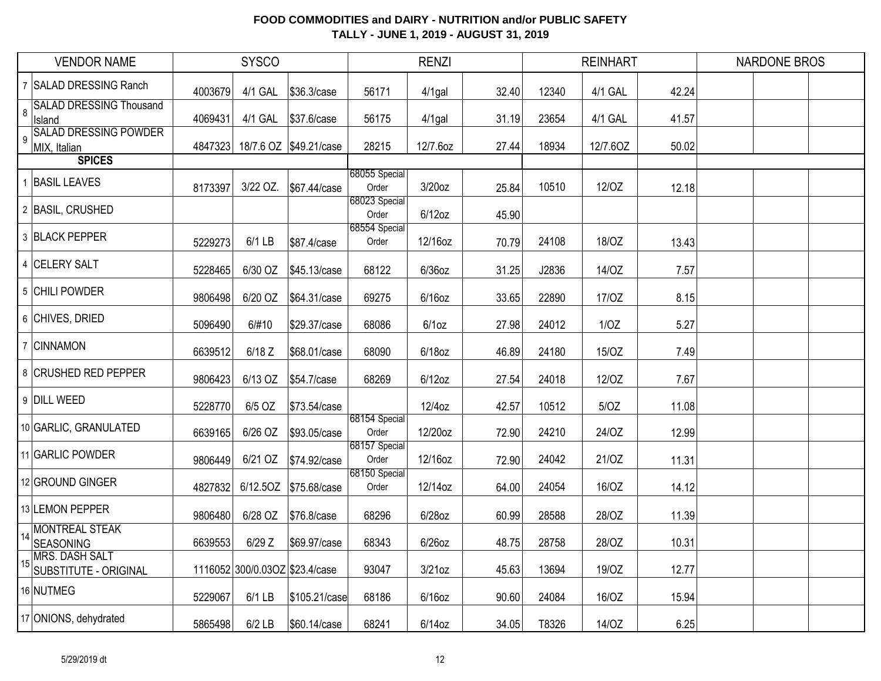**FOOD COMMODITIES and DAIRY - NUTRITION and/or PUBLIC SAFETY**
**TALLY - JUNE 1, 2019 - AUGUST 31, 2019**

| | VENDOR NAME | SYSCO | | | RENZI | | | REINHART | | | NARDONE BROS | | |
|---|---|---|---|---|---|---|---|---|---|---|---|---|---|
| 7 | SALAD DRESSING Ranch | 4003679 | 4/1 GAL | $36.3/case | 56171 | 4/1gal | 32.40 | 12340 | 4/1 GAL | 42.24 | | | |
| 8 | SALAD DRESSING Thousand Island | 4069431 | 4/1 GAL | $37.6/case | 56175 | 4/1gal | 31.19 | 23654 | 4/1 GAL | 41.57 | | | |
| 9 | SALAD DRESSING POWDER MIX, Italian | 4847323 | 18/7.6 OZ | $49.21/case | 28215 | 12/7.6oz | 27.44 | 18934 | 12/7.6OZ | 50.02 | | | |
| | **SPICES** | | | | | | | | | | | | |
| 1 | BASIL LEAVES | 8173397 | 3/22 OZ. | $67.44/case | 68055 Special Order | 3/20oz | 25.84 | 10510 | 12/OZ | 12.18 | | | |
| 2 | BASIL, CRUSHED | | | | 68023 Special Order | 6/12oz | 45.90 | | | | | | |
| 3 | BLACK PEPPER | 5229273 | 6/1 LB | $87.4/case | 68554 Special Order | 12/16oz | 70.79 | 24108 | 18/OZ | 13.43 | | | |
| 4 | CELERY SALT | 5228465 | 6/30 OZ | $45.13/case | 68122 | 6/36oz | 31.25 | J2836 | 14/OZ | 7.57 | | | |
| 5 | CHILI POWDER | 9806498 | 6/20 OZ | $64.31/case | 69275 | 6/16oz | 33.65 | 22890 | 17/OZ | 8.15 | | | |
| 6 | CHIVES, DRIED | 5096490 | 6/#10 | $29.37/case | 68086 | 6/1oz | 27.98 | 24012 | 1/OZ | 5.27 | | | |
| 7 | CINNAMON | 6639512 | 6/18 Z | $68.01/case | 68090 | 6/18oz | 46.89 | 24180 | 15/OZ | 7.49 | | | |
| 8 | CRUSHED RED PEPPER | 9806423 | 6/13 OZ | $54.7/case | 68269 | 6/12oz | 27.54 | 24018 | 12/OZ | 7.67 | | | |
| 9 | DILL WEED | 5228770 | 6/5 OZ | $73.54/case | | 12/4oz | 42.57 | 10512 | 5/OZ | 11.08 | | | |
| 10 | GARLIC, GRANULATED | 6639165 | 6/26 OZ | $93.05/case | 68154 Special Order | 12/20oz | 72.90 | 24210 | 24/OZ | 12.99 | | | |
| 11 | GARLIC POWDER | 9806449 | 6/21 OZ | $74.92/case | 68157 Special Order | 12/16oz | 72.90 | 24042 | 21/OZ | 11.31 | | | |
| 12 | GROUND GINGER | 4827832 | 6/12.5OZ | $75.68/case | 68150 Special Order | 12/14oz | 64.00 | 24054 | 16/OZ | 14.12 | | | |
| 13 | LEMON PEPPER | 9806480 | 6/28 OZ | $76.8/case | 68296 | 6/28oz | 60.99 | 28588 | 28/OZ | 11.39 | | | |
| 14 | MONTREAL STEAK SEASONING | 6639553 | 6/29 Z | $69.97/case | 68343 | 6/26oz | 48.75 | 28758 | 28/OZ | 10.31 | | | |
| 15 | MRS. DASH SALT SUBSTITUTE - ORIGINAL | 1116052 | 300/0.03OZ | $23.4/case | 93047 | 3/21oz | 45.63 | 13694 | 19/OZ | 12.77 | | | |
| 16 | NUTMEG | 5229067 | 6/1 LB | $105.21/case | 68186 | 6/16oz | 90.60 | 24084 | 16/OZ | 15.94 | | | |
| 17 | ONIONS, dehydrated | 5865498 | 6/2 LB | $60.14/case | 68241 | 6/14oz | 34.05 | T8326 | 14/OZ | 6.25 | | | |

5/29/2019 dt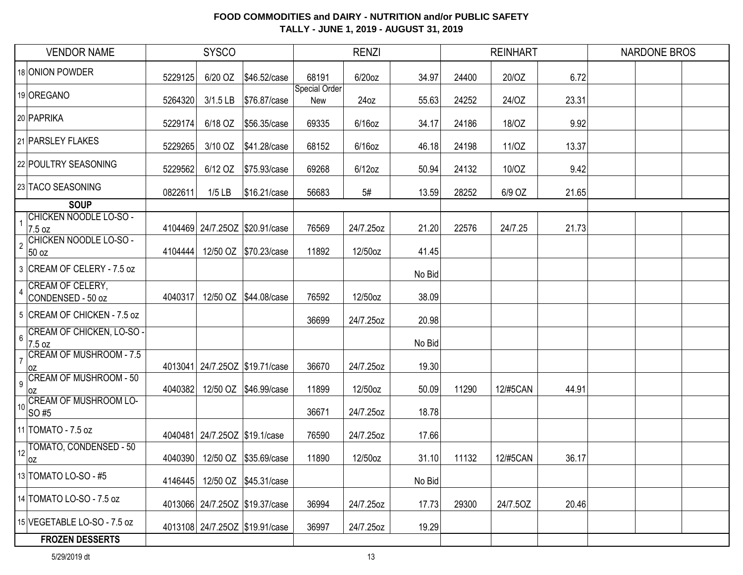# FOOD COMMODITIES and DAIRY - NUTRITION and/or PUBLIC SAFETY

## TALLY - JUNE 1, 2019 - AUGUST 31, 2019

| VENDOR NAME | SYSCO | | | RENZI | | | REINHART | | | NARDONE BROS | | |
|---|---|---|---|---|---|---|---|---|---|---|---|---|
| 18 ONION POWDER | 5229125 | 6/20 OZ | $46.52/case | 68191 | 6/20oz | 34.97 | 24400 | 20/OZ | 6.72 | | | |
| 19 OREGANO | 5264320 | 3/1.5 LB | $76.87/case | Special Order New | 24oz | 55.63 | 24252 | 24/OZ | 23.31 | | | |
| 20 PAPRIKA | 5229174 | 6/18 OZ | $56.35/case | 69335 | 6/16oz | 34.17 | 24186 | 18/OZ | 9.92 | | | |
| 21 PARSLEY FLAKES | 5229265 | 3/10 OZ | $41.28/case | 68152 | 6/16oz | 46.18 | 24198 | 11/OZ | 13.37 | | | |
| 22 POULTRY SEASONING | 5229562 | 6/12 OZ | $75.93/case | 69268 | 6/12oz | 50.94 | 24132 | 10/OZ | 9.42 | | | |
| 23 TACO SEASONING | 0822611 | 1/5 LB | $16.21/case | 56683 | 5# | 13.59 | 28252 | 6/9 OZ | 21.65 | | | |
| **SOUP** | | | | | | | | | | | | |
| 1 CHICKEN NOODLE LO-SO - 7.5 oz | 4104469 | 24/7.25OZ | $20.91/case | 76569 | 24/7.25oz | 21.20 | 22576 | 24/7.25 | 21.73 | | | |
| 2 CHICKEN NOODLE LO-SO - 50 oz | 4104444 | 12/50 OZ | $70.23/case | 11892 | 12/50oz | 41.45 | | | | | | |
| 3 CREAM OF CELERY - 7.5 oz | | | | | | No Bid | | | | | | |
| 4 CREAM OF CELERY, CONDENSED - 50 oz | 4040317 | 12/50 OZ | $44.08/case | 76592 | 12/50oz | 38.09 | | | | | | |
| 5 CREAM OF CHICKEN - 7.5 oz | | | | 36699 | 24/7.25oz | 20.98 | | | | | | |
| 6 CREAM OF CHICKEN, LO-SO - 7.5 oz | | | | | | No Bid | | | | | | |
| 7 CREAM OF MUSHROOM - 7.5 oz | 4013041 | 24/7.25OZ | $19.71/case | 36670 | 24/7.25oz | 19.30 | | | | | | |
| 9 CREAM OF MUSHROOM - 50 oz | 4040382 | 12/50 OZ | $46.99/case | 11899 | 12/50oz | 50.09 | 11290 | 12/#5CAN | 44.91 | | | |
| 10 CREAM OF MUSHROOM LO-SO #5 | | | | 36671 | 24/7.25oz | 18.78 | | | | | | |
| 11 TOMATO - 7.5 oz | 4040481 | 24/7.25OZ | $19.1/case | 76590 | 24/7.25oz | 17.66 | | | | | | |
| 12 TOMATO, CONDENSED - 50 oz | 4040390 | 12/50 OZ | $35.69/case | 11890 | 12/50oz | 31.10 | 11132 | 12/#5CAN | 36.17 | | | |
| 13 TOMATO LO-SO - #5 | 4146445 | 12/50 OZ | $45.31/case | | | No Bid | | | | | | |
| 14 TOMATO LO-SO - 7.5 oz | 4013066 | 24/7.25OZ | $19.37/case | 36994 | 24/7.25oz | 17.73 | 29300 | 24/7.5OZ | 20.46 | | | |
| 15 VEGETABLE LO-SO - 7.5 oz | 4013108 | 24/7.25OZ | $19.91/case | 36997 | 24/7.25oz | 19.29 | | | | | | |
| **FROZEN DESSERTS** | | | | | | | | | | | | |

5/29/2019 dt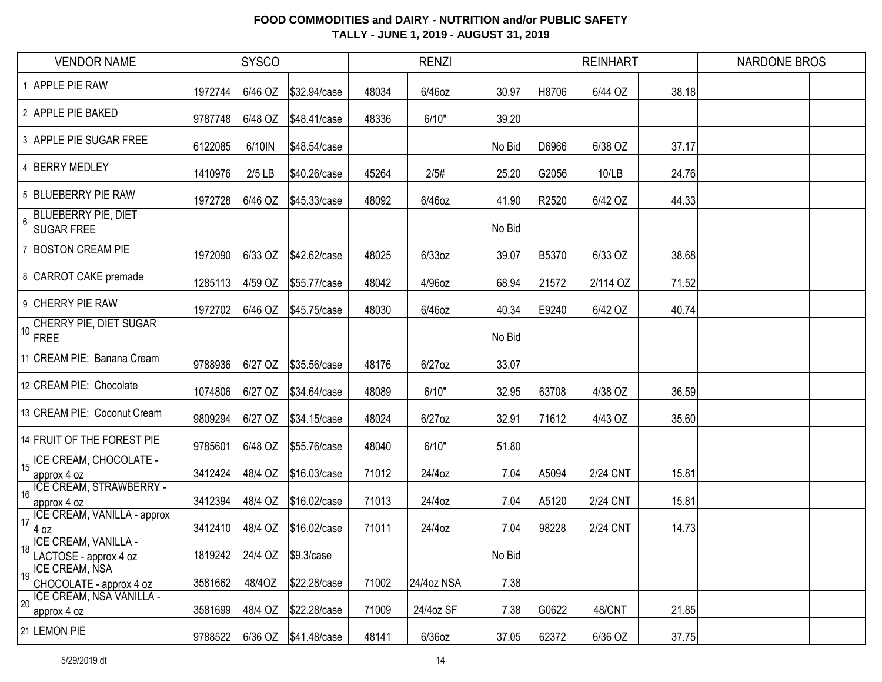**FOOD COMMODITIES and DAIRY - NUTRITION and/or PUBLIC SAFETY**
**TALLY - JUNE 1, 2019 - AUGUST 31, 2019**

| | VENDOR NAME | SYSCO | | | RENZI | | | REINHART | | | NARDONE BROS | | |
|---|---|---|---|---|---|---|---|---|---|---|---|---|---|
| 1 | APPLE PIE RAW | 1972744 | 6/46 OZ | $32.94/case | 48034 | 6/46oz | 30.97 | H8706 | 6/44 OZ | 38.18 | | | |
| 2 | APPLE PIE BAKED | 9787748 | 6/48 OZ | $48.41/case | 48336 | 6/10" | 39.20 | | | | | | |
| 3 | APPLE PIE SUGAR FREE | 6122085 | 6/10IN | $48.54/case | | | No Bid | D6966 | 6/38 OZ | 37.17 | | | |
| 4 | BERRY MEDLEY | 1410976 | 2/5 LB | $40.26/case | 45264 | 2/5# | 25.20 | G2056 | 10/LB | 24.76 | | | |
| 5 | BLUEBERRY PIE RAW | 1972728 | 6/46 OZ | $45.33/case | 48092 | 6/46oz | 41.90 | R2520 | 6/42 OZ | 44.33 | | | |
| 6 | BLUEBERRY PIE, DIET SUGAR FREE | | | | | | No Bid | | | | | | |
| 7 | BOSTON CREAM PIE | 1972090 | 6/33 OZ | $42.62/case | 48025 | 6/33oz | 39.07 | B5370 | 6/33 OZ | 38.68 | | | |
| 8 | CARROT CAKE premade | 1285113 | 4/59 OZ | $55.77/case | 48042 | 4/96oz | 68.94 | 21572 | 2/114 OZ | 71.52 | | | |
| 9 | CHERRY PIE RAW | 1972702 | 6/46 OZ | $45.75/case | 48030 | 6/46oz | 40.34 | E9240 | 6/42 OZ | 40.74 | | | |
| 10 | CHERRY PIE, DIET SUGAR FREE | | | | | | No Bid | | | | | | |
| 11 | CREAM PIE: Banana Cream | 9788936 | 6/27 OZ | $35.56/case | 48176 | 6/27oz | 33.07 | | | | | | |
| 12 | CREAM PIE: Chocolate | 1074806 | 6/27 OZ | $34.64/case | 48089 | 6/10" | 32.95 | 63708 | 4/38 OZ | 36.59 | | | |
| 13 | CREAM PIE: Coconut Cream | 9809294 | 6/27 OZ | $34.15/case | 48024 | 6/27oz | 32.91 | 71612 | 4/43 OZ | 35.60 | | | |
| 14 | FRUIT OF THE FOREST PIE | 9785601 | 6/48 OZ | $55.76/case | 48040 | 6/10" | 51.80 | | | | | | |
| 15 | ICE CREAM, CHOCOLATE - approx 4 oz | 3412424 | 48/4 OZ | $16.03/case | 71012 | 24/4oz | 7.04 | A5094 | 2/24 CNT | 15.81 | | | |
| 16 | ICE CREAM, STRAWBERRY - approx 4 oz | 3412394 | 48/4 OZ | $16.02/case | 71013 | 24/4oz | 7.04 | A5120 | 2/24 CNT | 15.81 | | | |
| 17 | ICE CREAM, VANILLA - approx 4 oz | 3412410 | 48/4 OZ | $16.02/case | 71011 | 24/4oz | 7.04 | 98228 | 2/24 CNT | 14.73 | | | |
| 18 | ICE CREAM, VANILLA - LACTOSE - approx 4 oz | 1819242 | 24/4 OZ | $9.3/case | | | No Bid | | | | | | |
| 19 | ICE CREAM, NSA CHOCOLATE - approx 4 oz | 3581662 | 48/4OZ | $22.28/case | 71002 | 24/4oz NSA | 7.38 | | | | | | |
| 20 | ICE CREAM, NSA VANILLA - approx 4 oz | 3581699 | 48/4 OZ | $22.28/case | 71009 | 24/4oz SF | 7.38 | G0622 | 48/CNT | 21.85 | | | |
| 21 | LEMON PIE | 9788522 | 6/36 OZ | $41.48/case | 48141 | 6/36oz | 37.05 | 62372 | 6/36 OZ | 37.75 | | | |

5/29/2019 dt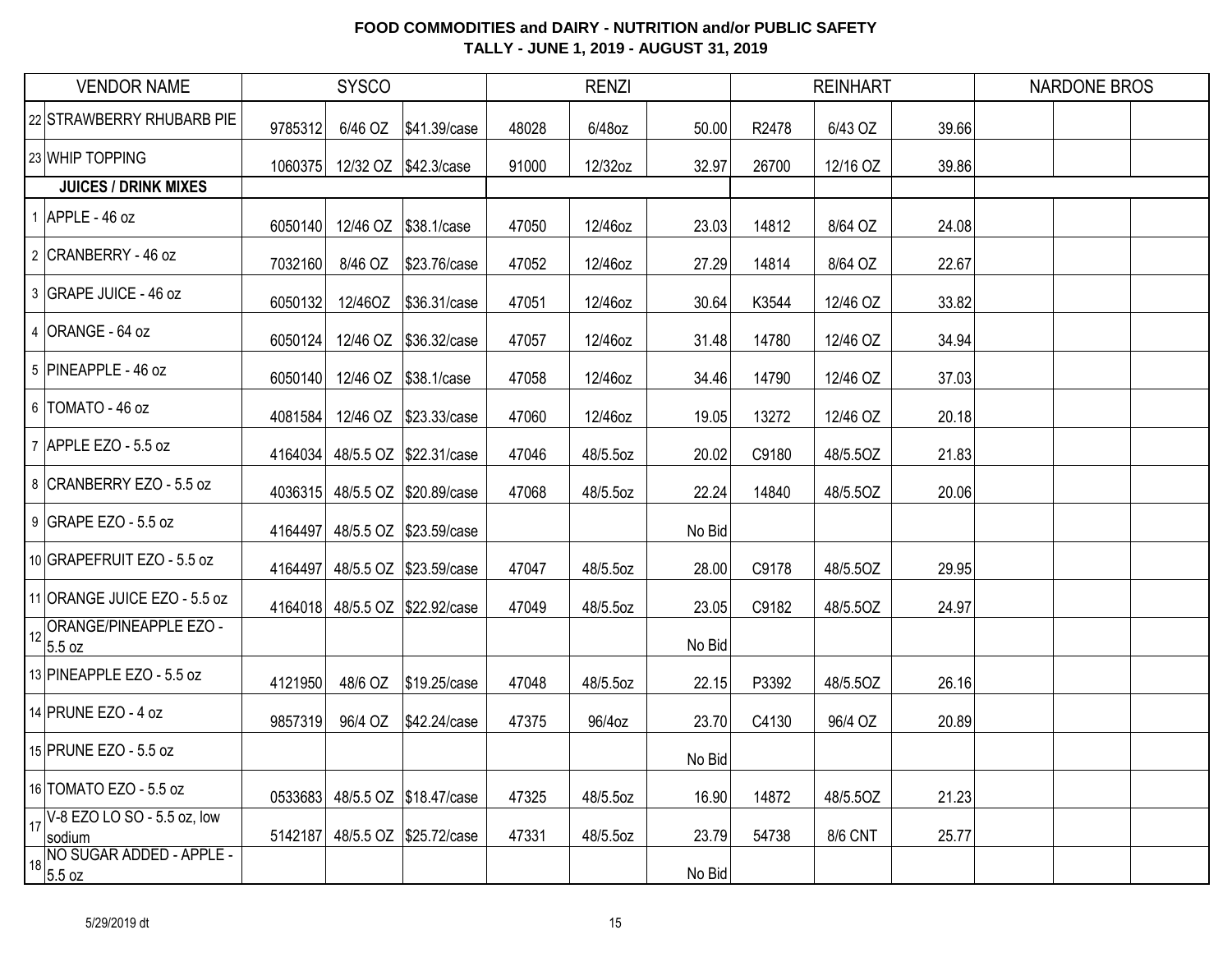**FOOD COMMODITIES and DAIRY - NUTRITION and/or PUBLIC SAFETY**
**TALLY - JUNE 1, 2019 - AUGUST 31, 2019**

| VENDOR NAME | SYSCO | | | RENZI | | | REINHART | | | NARDONE BROS | | |
|---|---|---|---|---|---|---|---|---|---|---|---|---|
| 22 STRAWBERRY RHUBARB PIE | 9785312 | 6/46 OZ | $41.39/case | 48028 | 6/48oz | 50.00 | R2478 | 6/43 OZ | 39.66 | | | |
| 23 WHIP TOPPING | 1060375 | 12/32 OZ | $42.3/case | 91000 | 12/32oz | 32.97 | 26700 | 12/16 OZ | 39.86 | | | |
| **JUICES / DRINK MIXES** | | | | | | | | | | | | |
| 1 APPLE - 46 oz | 6050140 | 12/46 OZ | $38.1/case | 47050 | 12/46oz | 23.03 | 14812 | 8/64 OZ | 24.08 | | | |
| 2 CRANBERRY - 46 oz | 7032160 | 8/46 OZ | $23.76/case | 47052 | 12/46oz | 27.29 | 14814 | 8/64 OZ | 22.67 | | | |
| 3 GRAPE JUICE - 46 oz | 6050132 | 12/46OZ | $36.31/case | 47051 | 12/46oz | 30.64 | K3544 | 12/46 OZ | 33.82 | | | |
| 4 ORANGE - 64 oz | 6050124 | 12/46 OZ | $36.32/case | 47057 | 12/46oz | 31.48 | 14780 | 12/46 OZ | 34.94 | | | |
| 5 PINEAPPLE - 46 oz | 6050140 | 12/46 OZ | $38.1/case | 47058 | 12/46oz | 34.46 | 14790 | 12/46 OZ | 37.03 | | | |
| 6 TOMATO - 46 oz | 4081584 | 12/46 OZ | $23.33/case | 47060 | 12/46oz | 19.05 | 13272 | 12/46 OZ | 20.18 | | | |
| 7 APPLE EZO - 5.5 oz | 4164034 | 48/5.5 OZ | $22.31/case | 47046 | 48/5.5oz | 20.02 | C9180 | 48/5.5OZ | 21.83 | | | |
| 8 CRANBERRY EZO - 5.5 oz | 4036315 | 48/5.5 OZ | $20.89/case | 47068 | 48/5.5oz | 22.24 | 14840 | 48/5.5OZ | 20.06 | | | |
| 9 GRAPE EZO - 5.5 oz | 4164497 | 48/5.5 OZ | $23.59/case | | | No Bid | | | | | | |
| 10 GRAPEFRUIT EZO - 5.5 oz | 4164497 | 48/5.5 OZ | $23.59/case | 47047 | 48/5.5oz | 28.00 | C9178 | 48/5.5OZ | 29.95 | | | |
| 11 ORANGE JUICE EZO - 5.5 oz | 4164018 | 48/5.5 OZ | $22.92/case | 47049 | 48/5.5oz | 23.05 | C9182 | 48/5.5OZ | 24.97 | | | |
| 12 ORANGE/PINEAPPLE EZO - 5.5 oz | | | | | | No Bid | | | | | | |
| 13 PINEAPPLE EZO - 5.5 oz | 4121950 | 48/6 OZ | $19.25/case | 47048 | 48/5.5oz | 22.15 | P3392 | 48/5.5OZ | 26.16 | | | |
| 14 PRUNE EZO - 4 oz | 9857319 | 96/4 OZ | $42.24/case | 47375 | 96/4oz | 23.70 | C4130 | 96/4 OZ | 20.89 | | | |
| 15 PRUNE EZO - 5.5 oz | | | | | | No Bid | | | | | | |
| 16 TOMATO EZO - 5.5 oz | 0533683 | 48/5.5 OZ | $18.47/case | 47325 | 48/5.5oz | 16.90 | 14872 | 48/5.5OZ | 21.23 | | | |
| 17 V-8 EZO LO SO - 5.5 oz, low sodium | 5142187 | 48/5.5 OZ | $25.72/case | 47331 | 48/5.5oz | 23.79 | 54738 | 8/6 CNT | 25.77 | | | |
| 18 NO SUGAR ADDED - APPLE - 5.5 oz | | | | | | No Bid | | | | | | |

5/29/2019 dt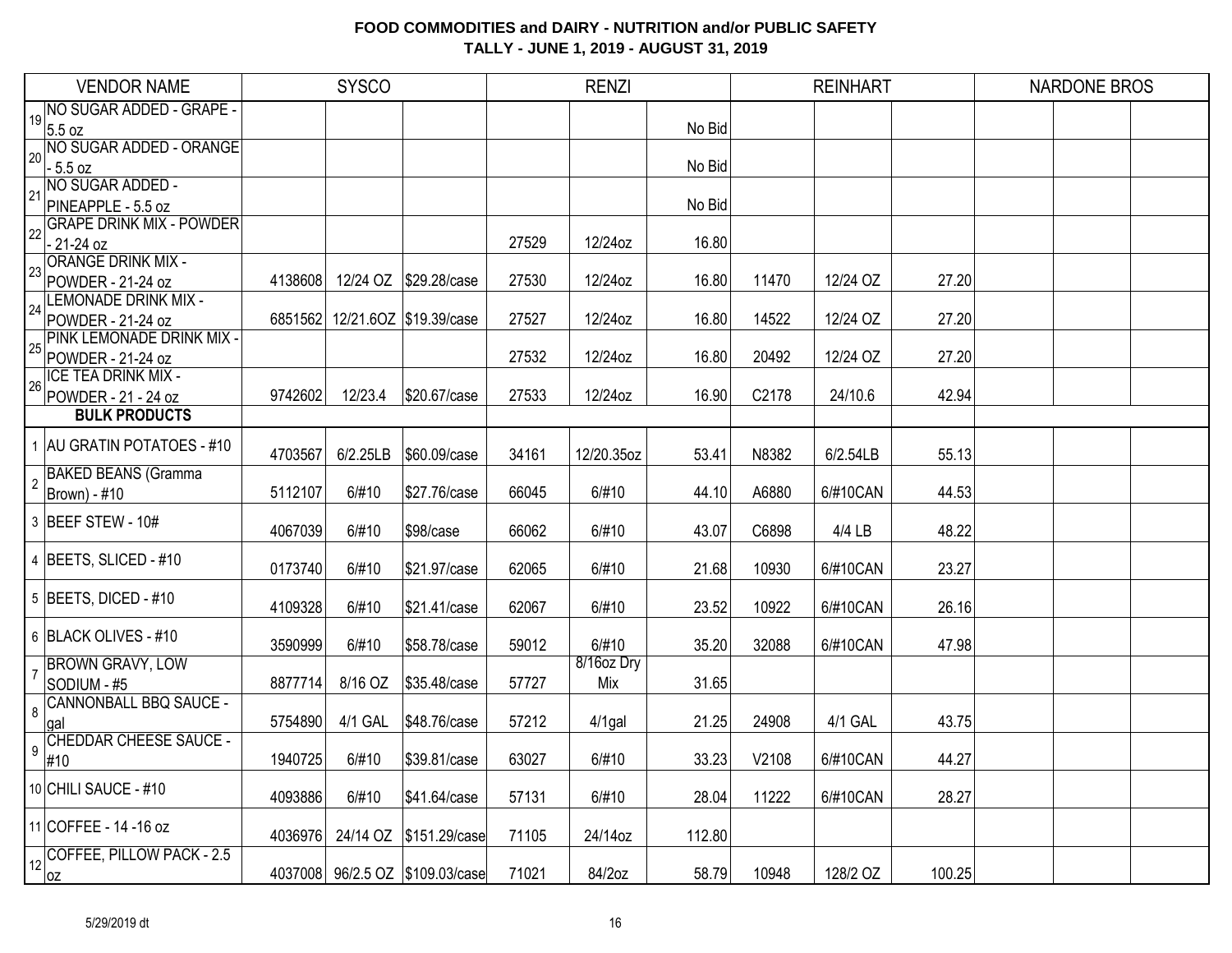# FOOD COMMODITIES and DAIRY - NUTRITION and/or PUBLIC SAFETY
## TALLY - JUNE 1, 2019 - AUGUST 31, 2019

| | VENDOR NAME | SYSCO | | | RENZI | | | REINHART | | | NARDONE BROS | | |
|---|---|---|---|---|---|---|---|---|---|---|---|---|---|
| 19 | NO SUGAR ADDED - GRAPE - 5.5 oz | | | | | | No Bid | | | | | | |
| 20 | NO SUGAR ADDED - ORANGE - 5.5 oz | | | | | | No Bid | | | | | | |
| 21 | NO SUGAR ADDED - PINEAPPLE - 5.5 oz | | | | | | No Bid | | | | | | |
| 22 | GRAPE DRINK MIX - POWDER - 21-24 oz | | | | 27529 | 12/24oz | 16.80 | | | | | | |
| 23 | ORANGE DRINK MIX - POWDER - 21-24 oz | 4138608 | 12/24 OZ | $29.28/case | 27530 | 12/24oz | 16.80 | 11470 | 12/24 OZ | 27.20 | | | |
| 24 | LEMONADE DRINK MIX - POWDER - 21-24 oz | 6851562 | 12/21.6OZ | $19.39/case | 27527 | 12/24oz | 16.80 | 14522 | 12/24 OZ | 27.20 | | | |
| 25 | PINK LEMONADE DRINK MIX - POWDER - 21-24 oz | | | | 27532 | 12/24oz | 16.80 | 20492 | 12/24 OZ | 27.20 | | | |
| 26 | ICE TEA DRINK MIX - POWDER - 21 - 24 oz | 9742602 | 12/23.4 | $20.67/case | 27533 | 12/24oz | 16.90 | C2178 | 24/10.6 | 42.94 | | | |
| | **BULK PRODUCTS** | | | | | | | | | | | | |
| 1 | AU GRATIN POTATOES - #10 | 4703567 | 6/2.25LB | $60.09/case | 34161 | 12/20.35oz | 53.41 | N8382 | 6/2.54LB | 55.13 | | | |
| 2 | BAKED BEANS (Gramma Brown) - #10 | 5112107 | 6/#10 | $27.76/case | 66045 | 6/#10 | 44.10 | A6880 | 6/#10CAN | 44.53 | | | |
| 3 | BEEF STEW - 10# | 4067039 | 6/#10 | $98/case | 66062 | 6/#10 | 43.07 | C6898 | 4/4 LB | 48.22 | | | |
| 4 | BEETS, SLICED - #10 | 0173740 | 6/#10 | $21.97/case | 62065 | 6/#10 | 21.68 | 10930 | 6/#10CAN | 23.27 | | | |
| 5 | BEETS, DICED - #10 | 4109328 | 6/#10 | $21.41/case | 62067 | 6/#10 | 23.52 | 10922 | 6/#10CAN | 26.16 | | | |
| 6 | BLACK OLIVES - #10 | 3590999 | 6/#10 | $58.78/case | 59012 | 6/#10 | 35.20 | 32088 | 6/#10CAN | 47.98 | | | |
| 7 | BROWN GRAVY, LOW SODIUM - #5 | 8877714 | 8/16 OZ | $35.48/case | 57727 | 8/16oz Dry Mix | 31.65 | | | | | | |
| 8 | CANNONBALL BBQ SAUCE - gal | 5754890 | 4/1 GAL | $48.76/case | 57212 | 4/1gal | 21.25 | 24908 | 4/1 GAL | 43.75 | | | |
| 9 | CHEDDAR CHEESE SAUCE - #10 | 1940725 | 6/#10 | $39.81/case | 63027 | 6/#10 | 33.23 | V2108 | 6/#10CAN | 44.27 | | | |
| 10 | CHILI SAUCE - #10 | 4093886 | 6/#10 | $41.64/case | 57131 | 6/#10 | 28.04 | 11222 | 6/#10CAN | 28.27 | | | |
| 11 | COFFEE - 14 -16 oz | 4036976 | 24/14 OZ | $151.29/case | 71105 | 24/14oz | 112.80 | | | | | | |
| 12 | COFFEE, PILLOW PACK - 2.5 oz | 4037008 | 96/2.5 OZ | $109.03/case | 71021 | 84/2oz | 58.79 | 10948 | 128/2 OZ | 100.25 | | | |

5/29/2019 dt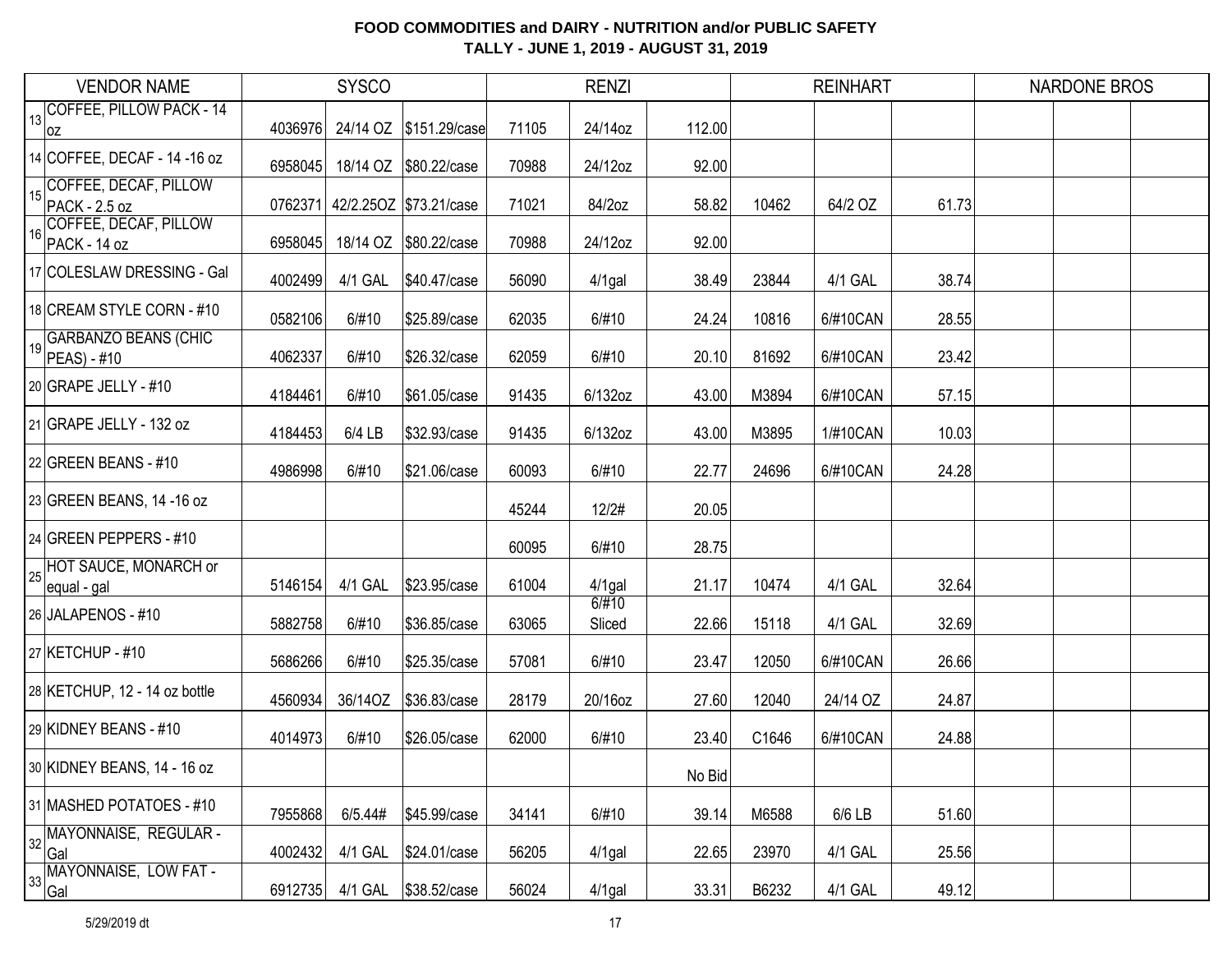# FOOD COMMODITIES and DAIRY - NUTRITION and/or PUBLIC SAFETY

## TALLY - JUNE 1, 2019 - AUGUST 31, 2019

| | VENDOR NAME | SYSCO | | | RENZI | | | REINHART | | | NARDONE BROS | | |
|---|---|---|---|---|---|---|---|---|---|---|---|---|---|
| 13 | COFFEE, PILLOW PACK - 14 oz | 4036976 | 24/14 OZ | $151.29/case | 71105 | 24/14oz | 112.00 | | | | | | |
| 14 | COFFEE, DECAF - 14 -16 oz | 6958045 | 18/14 OZ | $80.22/case | 70988 | 24/12oz | 92.00 | | | | | | |
| 15 | COFFEE, DECAF, PILLOW PACK - 2.5 oz | 0762371 | 42/2.25OZ | $73.21/case | 71021 | 84/2oz | 58.82 | 10462 | 64/2 OZ | 61.73 | | | |
| 16 | COFFEE, DECAF, PILLOW PACK - 14 oz | 6958045 | 18/14 OZ | $80.22/case | 70988 | 24/12oz | 92.00 | | | | | | |
| 17 | COLESLAW DRESSING - Gal | 4002499 | 4/1 GAL | $40.47/case | 56090 | 4/1gal | 38.49 | 23844 | 4/1 GAL | 38.74 | | | |
| 18 | CREAM STYLE CORN - #10 | 0582106 | 6/#10 | $25.89/case | 62035 | 6/#10 | 24.24 | 10816 | 6/#10CAN | 28.55 | | | |
| 19 | GARBANZO BEANS (CHIC PEAS) - #10 | 4062337 | 6/#10 | $26.32/case | 62059 | 6/#10 | 20.10 | 81692 | 6/#10CAN | 23.42 | | | |
| 20 | GRAPE JELLY - #10 | 4184461 | 6/#10 | $61.05/case | 91435 | 6/132oz | 43.00 | M3894 | 6/#10CAN | 57.15 | | | |
| 21 | GRAPE JELLY - 132 oz | 4184453 | 6/4 LB | $32.93/case | 91435 | 6/132oz | 43.00 | M3895 | 1/#10CAN | 10.03 | | | |
| 22 | GREEN BEANS - #10 | 4986998 | 6/#10 | $21.06/case | 60093 | 6/#10 | 22.77 | 24696 | 6/#10CAN | 24.28 | | | |
| 23 | GREEN BEANS, 14 -16 oz | | | | 45244 | 12/2# | 20.05 | | | | | | |
| 24 | GREEN PEPPERS - #10 | | | | 60095 | 6/#10 | 28.75 | | | | | | |
| 25 | HOT SAUCE, MONARCH or equal - gal | 5146154 | 4/1 GAL | $23.95/case | 61004 | 4/1gal | 21.17 | 10474 | 4/1 GAL | 32.64 | | | |
| 26 | JALAPENOS - #10 | 5882758 | 6/#10 | $36.85/case | 63065 | 6/#10 Sliced | 22.66 | 15118 | 4/1 GAL | 32.69 | | | |
| 27 | KETCHUP - #10 | 5686266 | 6/#10 | $25.35/case | 57081 | 6/#10 | 23.47 | 12050 | 6/#10CAN | 26.66 | | | |
| 28 | KETCHUP, 12 - 14 oz bottle | 4560934 | 36/14OZ | $36.83/case | 28179 | 20/16oz | 27.60 | 12040 | 24/14 OZ | 24.87 | | | |
| 29 | KIDNEY BEANS - #10 | 4014973 | 6/#10 | $26.05/case | 62000 | 6/#10 | 23.40 | C1646 | 6/#10CAN | 24.88 | | | |
| 30 | KIDNEY BEANS, 14 - 16 oz | | | | | | No Bid | | | | | | |
| 31 | MASHED POTATOES - #10 | 7955868 | 6/5.44# | $45.99/case | 34141 | 6/#10 | 39.14 | M6588 | 6/6 LB | 51.60 | | | |
| 32 | MAYONNAISE, REGULAR - Gal | 4002432 | 4/1 GAL | $24.01/case | 56205 | 4/1gal | 22.65 | 23970 | 4/1 GAL | 25.56 | | | |
| 33 | MAYONNAISE, LOW FAT - Gal | 6912735 | 4/1 GAL | $38.52/case | 56024 | 4/1gal | 33.31 | B6232 | 4/1 GAL | 49.12 | | | |

5/29/2019 dt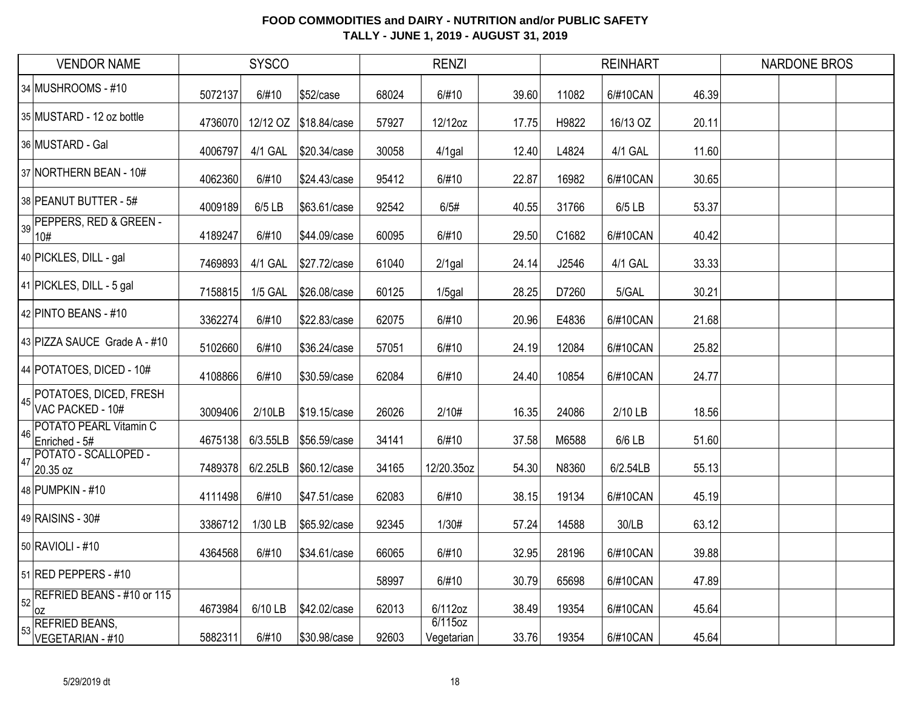**FOOD COMMODITIES and DAIRY - NUTRITION and/or PUBLIC SAFETY**
**TALLY - JUNE 1, 2019 - AUGUST 31, 2019**

| | VENDOR NAME | SYSCO | | | RENZI | | | REINHART | | | NARDONE BROS | | |
|---|---|---|---|---|---|---|---|---|---|---|---|---|---|
| 34 | MUSHROOMS - #10 | 5072137 | 6/#10 | $52/case | 68024 | 6/#10 | 39.60 | 11082 | 6/#10CAN | 46.39 | | | |
| 35 | MUSTARD - 12 oz bottle | 4736070 | 12/12 OZ | $18.84/case | 57927 | 12/12oz | 17.75 | H9822 | 16/13 OZ | 20.11 | | | |
| 36 | MUSTARD - Gal | 4006797 | 4/1 GAL | $20.34/case | 30058 | 4/1gal | 12.40 | L4824 | 4/1 GAL | 11.60 | | | |
| 37 | NORTHERN BEAN - 10# | 4062360 | 6/#10 | $24.43/case | 95412 | 6/#10 | 22.87 | 16982 | 6/#10CAN | 30.65 | | | |
| 38 | PEANUT BUTTER - 5# | 4009189 | 6/5 LB | $63.61/case | 92542 | 6/5# | 40.55 | 31766 | 6/5 LB | 53.37 | | | |
| 39 | PEPPERS, RED & GREEN - 10# | 4189247 | 6/#10 | $44.09/case | 60095 | 6/#10 | 29.50 | C1682 | 6/#10CAN | 40.42 | | | |
| 40 | PICKLES, DILL - gal | 7469893 | 4/1 GAL | $27.72/case | 61040 | 2/1gal | 24.14 | J2546 | 4/1 GAL | 33.33 | | | |
| 41 | PICKLES, DILL - 5 gal | 7158815 | 1/5 GAL | $26.08/case | 60125 | 1/5gal | 28.25 | D7260 | 5/GAL | 30.21 | | | |
| 42 | PINTO BEANS - #10 | 3362274 | 6/#10 | $22.83/case | 62075 | 6/#10 | 20.96 | E4836 | 6/#10CAN | 21.68 | | | |
| 43 | PIZZA SAUCE Grade A - #10 | 5102660 | 6/#10 | $36.24/case | 57051 | 6/#10 | 24.19 | 12084 | 6/#10CAN | 25.82 | | | |
| 44 | POTATOES, DICED - 10# | 4108866 | 6/#10 | $30.59/case | 62084 | 6/#10 | 24.40 | 10854 | 6/#10CAN | 24.77 | | | |
| 45 | POTATOES, DICED, FRESH VAC PACKED - 10# | 3009406 | 2/10LB | $19.15/case | 26026 | 2/10# | 16.35 | 24086 | 2/10 LB | 18.56 | | | |
| 46 | POTATO PEARL Vitamin C Enriched - 5# | 4675138 | 6/3.55LB | $56.59/case | 34141 | 6/#10 | 37.58 | M6588 | 6/6 LB | 51.60 | | | |
| 47 | POTATO - SCALLOPED - 20.35 oz | 7489378 | 6/2.25LB | $60.12/case | 34165 | 12/20.35oz | 54.30 | N8360 | 6/2.54LB | 55.13 | | | |
| 48 | PUMPKIN - #10 | 4111498 | 6/#10 | $47.51/case | 62083 | 6/#10 | 38.15 | 19134 | 6/#10CAN | 45.19 | | | |
| 49 | RAISINS - 30# | 3386712 | 1/30 LB | $65.92/case | 92345 | 1/30# | 57.24 | 14588 | 30/LB | 63.12 | | | |
| 50 | RAVIOLI - #10 | 4364568 | 6/#10 | $34.61/case | 66065 | 6/#10 | 32.95 | 28196 | 6/#10CAN | 39.88 | | | |
| 51 | RED PEPPERS - #10 | | | | 58997 | 6/#10 | 30.79 | 65698 | 6/#10CAN | 47.89 | | | |
| 52 | REFRIED BEANS - #10 or 115 oz | 4673984 | 6/10 LB | $42.02/case | 62013 | 6/112oz | 38.49 | 19354 | 6/#10CAN | 45.64 | | | |
| 53 | REFRIED BEANS, VEGETARIAN - #10 | 5882311 | 6/#10 | $30.98/case | 92603 | 6/115oz Vegetarian | 33.76 | 19354 | 6/#10CAN | 45.64 | | | |

5/29/2019 dt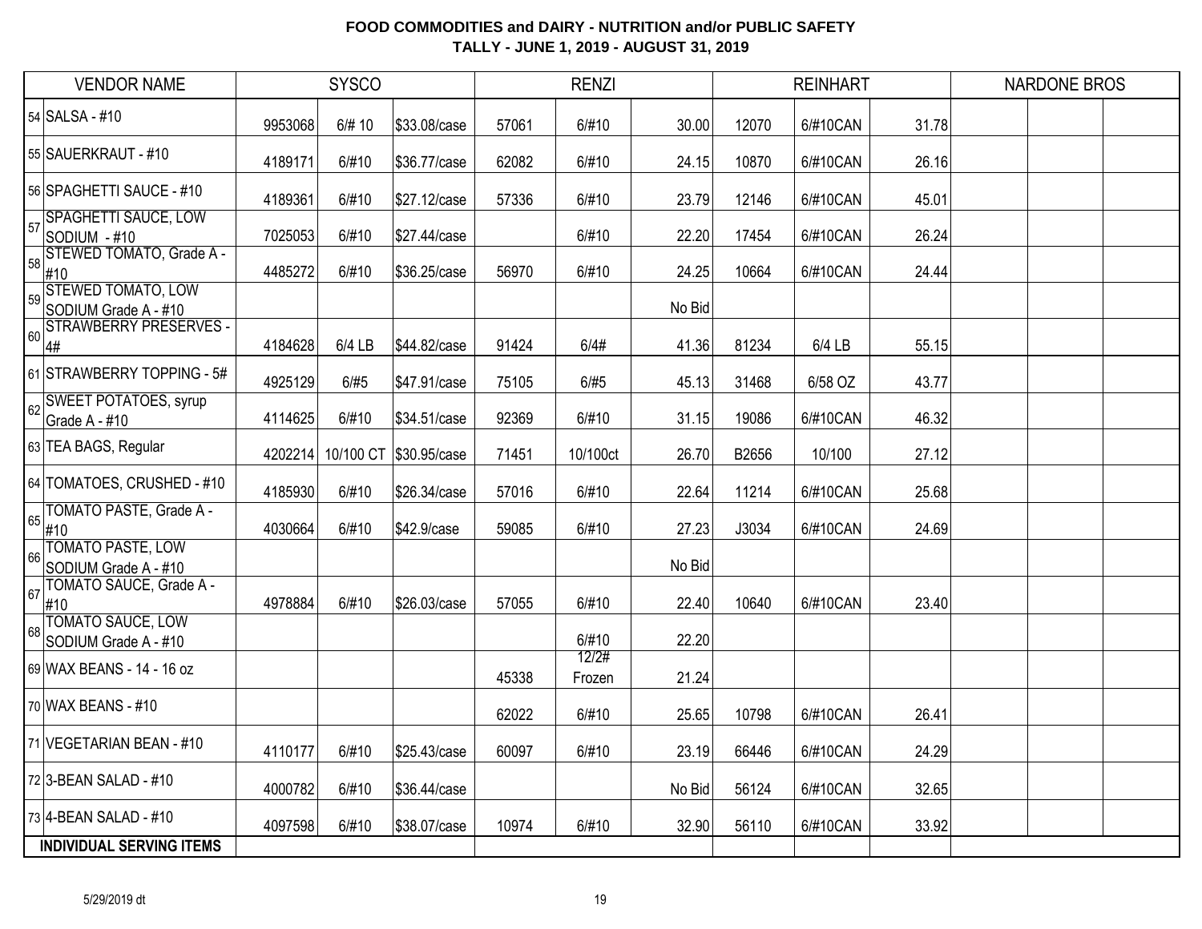## FOOD COMMODITIES and DAIRY - NUTRITION and/or PUBLIC SAFETY
## TALLY - JUNE 1, 2019 - AUGUST 31, 2019

| VENDOR NAME | SYSCO | | | RENZI | | | REINHART | | | NARDONE BROS | | |
|---|---|---|---|---|---|---|---|---|---|---|---|---|
| 54 SALSA - #10 | 9953068 | 6/# 10 | $33.08/case | 57061 | 6/#10 | 30.00 | 12070 | 6/#10CAN | 31.78 | | | |
| 55 SAUERKRAUT - #10 | 4189171 | 6/#10 | $36.77/case | 62082 | 6/#10 | 24.15 | 10870 | 6/#10CAN | 26.16 | | | |
| 56 SPAGHETTI SAUCE - #10 | 4189361 | 6/#10 | $27.12/case | 57336 | 6/#10 | 23.79 | 12146 | 6/#10CAN | 45.01 | | | |
| 57 SPAGHETTI SAUCE, LOW SODIUM - #10 | 7025053 | 6/#10 | $27.44/case | | 6/#10 | 22.20 | 17454 | 6/#10CAN | 26.24 | | | |
| 58 STEWED TOMATO, Grade A - #10 | 4485272 | 6/#10 | $36.25/case | 56970 | 6/#10 | 24.25 | 10664 | 6/#10CAN | 24.44 | | | |
| 59 STEWED TOMATO, LOW SODIUM Grade A - #10 | | | | | | No Bid | | | | | | |
| 60 STRAWBERRY PRESERVES - 4# | 4184628 | 6/4 LB | $44.82/case | 91424 | 6/4# | 41.36 | 81234 | 6/4 LB | 55.15 | | | |
| 61 STRAWBERRY TOPPING - 5# | 4925129 | 6/#5 | $47.91/case | 75105 | 6/#5 | 45.13 | 31468 | 6/58 OZ | 43.77 | | | |
| 62 SWEET POTATOES, syrup Grade A - #10 | 4114625 | 6/#10 | $34.51/case | 92369 | 6/#10 | 31.15 | 19086 | 6/#10CAN | 46.32 | | | |
| 63 TEA BAGS, Regular | 4202214 | 10/100 CT | $30.95/case | 71451 | 10/100ct | 26.70 | B2656 | 10/100 | 27.12 | | | |
| 64 TOMATOES, CRUSHED - #10 | 4185930 | 6/#10 | $26.34/case | 57016 | 6/#10 | 22.64 | 11214 | 6/#10CAN | 25.68 | | | |
| 65 TOMATO PASTE, Grade A - #10 | 4030664 | 6/#10 | $42.9/case | 59085 | 6/#10 | 27.23 | J3034 | 6/#10CAN | 24.69 | | | |
| 66 TOMATO PASTE, LOW SODIUM Grade A - #10 | | | | | | No Bid | | | | | | |
| 67 TOMATO SAUCE, Grade A - #10 | 4978884 | 6/#10 | $26.03/case | 57055 | 6/#10 | 22.40 | 10640 | 6/#10CAN | 23.40 | | | |
| 68 TOMATO SAUCE, LOW SODIUM Grade A - #10 | | | | | 6/#10 | 22.20 | | | | | | |
| 69 WAX BEANS - 14 - 16 oz | | | | 45338 | 12/2# Frozen | 21.24 | | | | | | |
| 70 WAX BEANS - #10 | | | | 62022 | 6/#10 | 25.65 | 10798 | 6/#10CAN | 26.41 | | | |
| 71 VEGETARIAN BEAN - #10 | 4110177 | 6/#10 | $25.43/case | 60097 | 6/#10 | 23.19 | 66446 | 6/#10CAN | 24.29 | | | |
| 72 3-BEAN SALAD - #10 | 4000782 | 6/#10 | $36.44/case | | | No Bid | 56124 | 6/#10CAN | 32.65 | | | |
| 73 4-BEAN SALAD - #10 | 4097598 | 6/#10 | $38.07/case | 10974 | 6/#10 | 32.90 | 56110 | 6/#10CAN | 33.92 | | | |
| **INDIVIDUAL SERVING ITEMS** | | | | | | | | | | | | |

5/29/2019 dt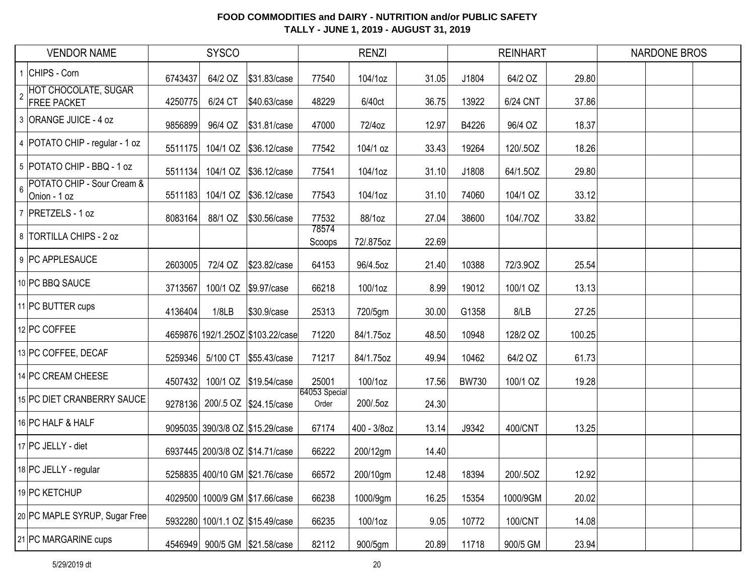**FOOD COMMODITIES and DAIRY - NUTRITION and/or PUBLIC SAFETY**
**TALLY - JUNE 1, 2019 - AUGUST 31, 2019**

| | VENDOR NAME | SYSCO | | | RENZI | | | REINHART | | | NARDONE BROS | | |
|---|---|---|---|---|---|---|---|---|---|---|---|---|---|
| 1 | CHIPS - Corn | 6743437 | 64/2 OZ | $31.83/case | 77540 | 104/1oz | 31.05 | J1804 | 64/2 OZ | 29.80 | | | |
| 2 | HOT CHOCOLATE, SUGAR FREE PACKET | 4250775 | 6/24 CT | $40.63/case | 48229 | 6/40ct | 36.75 | 13922 | 6/24 CNT | 37.86 | | | |
| 3 | ORANGE JUICE - 4 oz | 9856899 | 96/4 OZ | $31.81/case | 47000 | 72/4oz | 12.97 | B4226 | 96/4 OZ | 18.37 | | | |
| 4 | POTATO CHIP - regular - 1 oz | 5511175 | 104/1 OZ | $36.12/case | 77542 | 104/1 oz | 33.43 | 19264 | 120/.5OZ | 18.26 | | | |
| 5 | POTATO CHIP - BBQ - 1 oz | 5511134 | 104/1 OZ | $36.12/case | 77541 | 104/1oz | 31.10 | J1808 | 64/1.5OZ | 29.80 | | | |
| 6 | POTATO CHIP - Sour Cream & Onion - 1 oz | 5511183 | 104/1 OZ | $36.12/case | 77543 | 104/1oz | 31.10 | 74060 | 104/1 OZ | 33.12 | | | |
| 7 | PRETZELS - 1 oz | 8083164 | 88/1 OZ | $30.56/case | 77532 | 88/1oz | 27.04 | 38600 | 104/.7OZ | 33.82 | | | |
| 8 | TORTILLA CHIPS - 2 oz | | | | 78574 Scoops | 72/.875oz | 22.69 | | | | | | |
| 9 | PC APPLESAUCE | 2603005 | 72/4 OZ | $23.82/case | 64153 | 96/4.5oz | 21.40 | 10388 | 72/3.9OZ | 25.54 | | | |
| 10 | PC BBQ SAUCE | 3713567 | 100/1 OZ | $9.97/case | 66218 | 100/1oz | 8.99 | 19012 | 100/1 OZ | 13.13 | | | |
| 11 | PC BUTTER cups | 4136404 | 1/8LB | $30.9/case | 25313 | 720/5gm | 30.00 | G1358 | 8/LB | 27.25 | | | |
| 12 | PC COFFEE | 4659876 | 192/1.25OZ | $103.22/case | 71220 | 84/1.75oz | 48.50 | 10948 | 128/2 OZ | 100.25 | | | |
| 13 | PC COFFEE, DECAF | 5259346 | 5/100 CT | $55.43/case | 71217 | 84/1.75oz | 49.94 | 10462 | 64/2 OZ | 61.73 | | | |
| 14 | PC CREAM CHEESE | 4507432 | 100/1 OZ | $19.54/case | 25001 | 100/1oz | 17.56 | BW730 | 100/1 OZ | 19.28 | | | |
| 15 | PC DIET CRANBERRY SAUCE | 9278136 | 200/.5 OZ | $24.15/case | 64053 Special Order | 200/.5oz | 24.30 | | | | | | |
| 16 | PC HALF & HALF | 9095035 | 390/3/8 OZ | $15.29/case | 67174 | 400 - 3/8oz | 13.14 | J9342 | 400/CNT | 13.25 | | | |
| 17 | PC JELLY - diet | 6937445 | 200/3/8 OZ | $14.71/case | 66222 | 200/12gm | 14.40 | | | | | | |
| 18 | PC JELLY - regular | 5258835 | 400/10 GM | $21.76/case | 66572 | 200/10gm | 12.48 | 18394 | 200/.5OZ | 12.92 | | | |
| 19 | PC KETCHUP | 4029500 | 1000/9 GM | $17.66/case | 66238 | 1000/9gm | 16.25 | 15354 | 1000/9GM | 20.02 | | | |
| 20 | PC MAPLE SYRUP, Sugar Free | 5932280 | 100/1.1 OZ | $15.49/case | 66235 | 100/1oz | 9.05 | 10772 | 100/CNT | 14.08 | | | |
| 21 | PC MARGARINE cups | 4546949 | 900/5 GM | $21.58/case | 82112 | 900/5gm | 20.89 | 11718 | 900/5 GM | 23.94 | | | |

5/29/2019 dt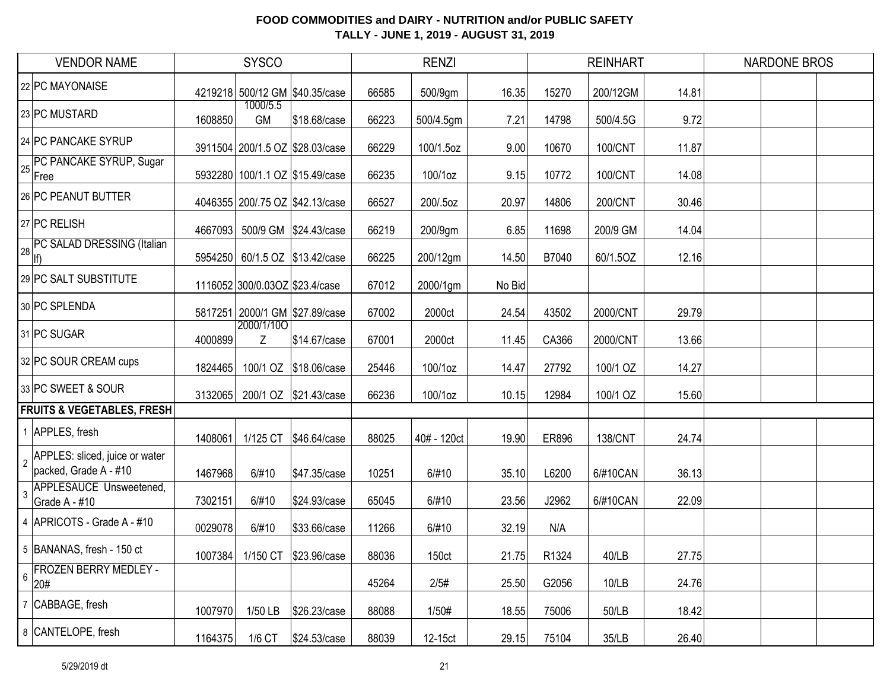# FOOD COMMODITIES and DAIRY - NUTRITION and/or PUBLIC SAFETY
## TALLY - JUNE 1, 2019 - AUGUST 31, 2019

| | VENDOR NAME | SYSCO | | | RENZI | | | REINHART | | | NARDONE BROS | | |
|---|---|---|---|---|---|---|---|---|---|---|---|---|---|
| 22 | PC MAYONAISE | 4219218 | 500/12 GM | $40.35/case | 66585 | 500/9gm | 16.35 | 15270 | 200/12GM | 14.81 | | | |
| 23 | PC MUSTARD | 1608850 | 1000/5.5 GM | $18.68/case | 66223 | 500/4.5gm | 7.21 | 14798 | 500/4.5G | 9.72 | | | |
| 24 | PC PANCAKE SYRUP | 3911504 | 200/1.5 OZ | $28.03/case | 66229 | 100/1.5oz | 9.00 | 10670 | 100/CNT | 11.87 | | | |
| 25 | PC PANCAKE SYRUP, Sugar Free | 5932280 | 100/1.1 OZ | $15.49/case | 66235 | 100/1oz | 9.15 | 10772 | 100/CNT | 14.08 | | | |
| 26 | PC PEANUT BUTTER | 4046355 | 200/.75 OZ | $42.13/case | 66527 | 200/.5oz | 20.97 | 14806 | 200/CNT | 30.46 | | | |
| 27 | PC RELISH | 4667093 | 500/9 GM | $24.43/case | 66219 | 200/9gm | 6.85 | 11698 | 200/9 GM | 14.04 | | | |
| 28 | PC SALAD DRESSING (Italian lf) | 5954250 | 60/1.5 OZ | $13.42/case | 66225 | 200/12gm | 14.50 | B7040 | 60/1.5OZ | 12.16 | | | |
| 29 | PC SALT SUBSTITUTE | 1116052 | 300/0.03OZ | $23.4/case | 67012 | 2000/1gm | No Bid | | | | | | |
| 30 | PC SPLENDA | 5817251 | 2000/1 GM | $27.89/case | 67002 | 2000ct | 24.54 | 43502 | 2000/CNT | 29.79 | | | |
| 31 | PC SUGAR | 4000899 | 2000/1/10OZ | $14.67/case | 67001 | 2000ct | 11.45 | CA366 | 2000/CNT | 13.66 | | | |
| 32 | PC SOUR CREAM cups | 1824465 | 100/1 OZ | $18.06/case | 25446 | 100/1oz | 14.47 | 27792 | 100/1 OZ | 14.27 | | | |
| 33 | PC SWEET & SOUR | 3132065 | 200/1 OZ | $21.43/case | 66236 | 100/1oz | 10.15 | 12984 | 100/1 OZ | 15.60 | | | |
| | **FRUITS & VEGETABLES, FRESH** | | | | | | | | | | | | |
| 1 | APPLES, fresh | 1408061 | 1/125 CT | $46.64/case | 88025 | 40# - 120ct | 19.90 | ER896 | 138/CNT | 24.74 | | | |
| 2 | APPLES: sliced, juice or water packed, Grade A - #10 | 1467968 | 6/#10 | $47.35/case | 10251 | 6/#10 | 35.10 | L6200 | 6/#10CAN | 36.13 | | | |
| 3 | APPLESAUCE Unsweetened, Grade A - #10 | 7302151 | 6/#10 | $24.93/case | 65045 | 6/#10 | 23.56 | J2962 | 6/#10CAN | 22.09 | | | |
| 4 | APRICOTS - Grade A - #10 | 0029078 | 6/#10 | $33.66/case | 11266 | 6/#10 | 32.19 | N/A | | | | | |
| 5 | BANANAS, fresh - 150 ct | 1007384 | 1/150 CT | $23.96/case | 88036 | 150ct | 21.75 | R1324 | 40/LB | 27.75 | | | |
| 6 | FROZEN BERRY MEDLEY - 20# | | | | 45264 | 2/5# | 25.50 | G2056 | 10/LB | 24.76 | | | |
| 7 | CABBAGE, fresh | 1007970 | 1/50 LB | $26.23/case | 88088 | 1/50# | 18.55 | 75006 | 50/LB | 18.42 | | | |
| 8 | CANTELOPE, fresh | 1164375 | 1/6 CT | $24.53/case | 88039 | 12-15ct | 29.15 | 75104 | 35/LB | 26.40 | | | |

5/29/2019 dt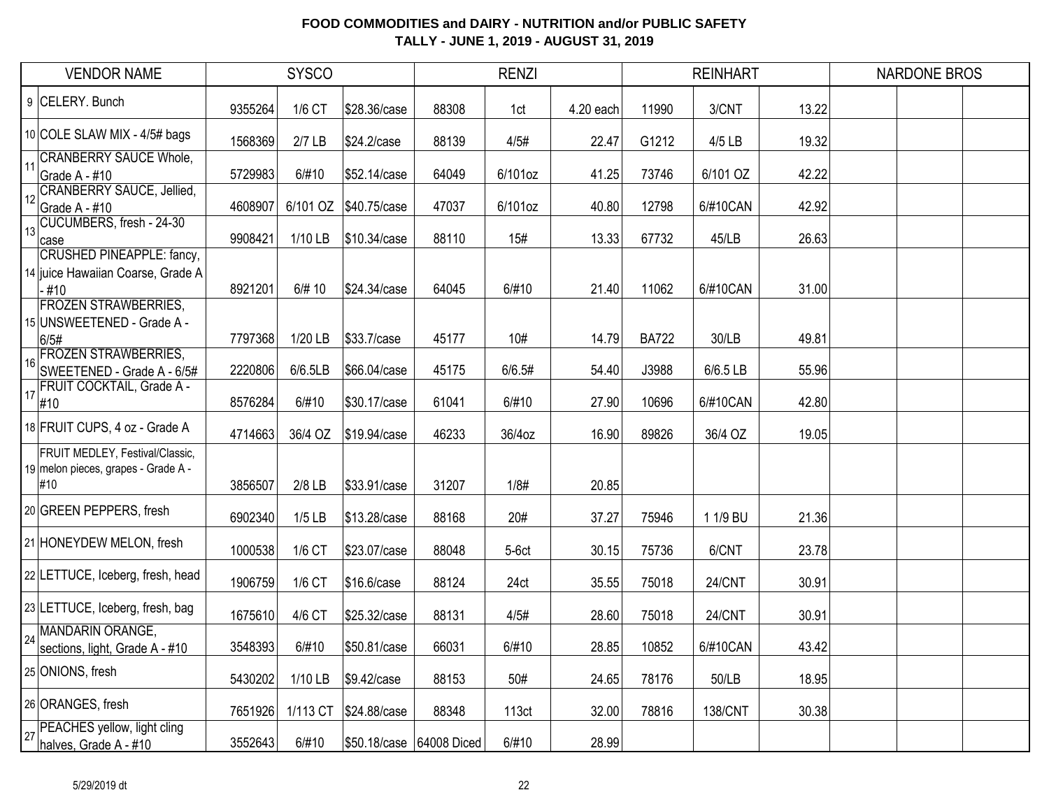**FOOD COMMODITIES and DAIRY - NUTRITION and/or PUBLIC SAFETY**
**TALLY - JUNE 1, 2019 - AUGUST 31, 2019**

| | VENDOR NAME | SYSCO | | | RENZI | | | REINHART | | | NARDONE BROS | | |
|---|---|---|---|---|---|---|---|---|---|---|---|---|---|
| 9 | CELERY. Bunch | 9355264 | 1/6 CT | $28.36/case | 88308 | 1ct | 4.20 each | 11990 | 3/CNT | 13.22 | | | |
| 10 | COLE SLAW MIX - 4/5# bags | 1568369 | 2/7 LB | $24.2/case | 88139 | 4/5# | 22.47 | G1212 | 4/5 LB | 19.32 | | | |
| 11 | CRANBERRY SAUCE Whole, Grade A - #10 | 5729983 | 6/#10 | $52.14/case | 64049 | 6/101oz | 41.25 | 73746 | 6/101 OZ | 42.22 | | | |
| 12 | CRANBERRY SAUCE, Jellied, Grade A - #10 | 4608907 | 6/101 OZ | $40.75/case | 47037 | 6/101oz | 40.80 | 12798 | 6/#10CAN | 42.92 | | | |
| 13 | CUCUMBERS, fresh - 24-30 case | 9908421 | 1/10 LB | $10.34/case | 88110 | 15# | 13.33 | 67732 | 45/LB | 26.63 | | | |
| 14 | CRUSHED PINEAPPLE: fancy, juice Hawaiian Coarse, Grade A - #10 | 8921201 | 6/# 10 | $24.34/case | 64045 | 6/#10 | 21.40 | 11062 | 6/#10CAN | 31.00 | | | |
| 15 | FROZEN STRAWBERRIES, UNSWEETENED - Grade A - 6/5# | 7797368 | 1/20 LB | $33.7/case | 45177 | 10# | 14.79 | BA722 | 30/LB | 49.81 | | | |
| 16 | FROZEN STRAWBERRIES, SWEETENED - Grade A - 6/5# | 2220806 | 6/6.5LB | $66.04/case | 45175 | 6/6.5# | 54.40 | J3988 | 6/6.5 LB | 55.96 | | | |
| 17 | FRUIT COCKTAIL, Grade A - #10 | 8576284 | 6/#10 | $30.17/case | 61041 | 6/#10 | 27.90 | 10696 | 6/#10CAN | 42.80 | | | |
| 18 | FRUIT CUPS, 4 oz - Grade A | 4714663 | 36/4 OZ | $19.94/case | 46233 | 36/4oz | 16.90 | 89826 | 36/4 OZ | 19.05 | | | |
| 19 | FRUIT MEDLEY, Festival/Classic, melon pieces, grapes - Grade A - #10 | 3856507 | 2/8 LB | $33.91/case | 31207 | 1/8# | 20.85 | | | | | | |
| 20 | GREEN PEPPERS, fresh | 6902340 | 1/5 LB | $13.28/case | 88168 | 20# | 37.27 | 75946 | 1 1/9 BU | 21.36 | | | |
| 21 | HONEYDEW MELON, fresh | 1000538 | 1/6 CT | $23.07/case | 88048 | 5-6ct | 30.15 | 75736 | 6/CNT | 23.78 | | | |
| 22 | LETTUCE, Iceberg, fresh, head | 1906759 | 1/6 CT | $16.6/case | 88124 | 24ct | 35.55 | 75018 | 24/CNT | 30.91 | | | |
| 23 | LETTUCE, Iceberg, fresh, bag | 1675610 | 4/6 CT | $25.32/case | 88131 | 4/5# | 28.60 | 75018 | 24/CNT | 30.91 | | | |
| 24 | MANDARIN ORANGE, sections, light, Grade A - #10 | 3548393 | 6/#10 | $50.81/case | 66031 | 6/#10 | 28.85 | 10852 | 6/#10CAN | 43.42 | | | |
| 25 | ONIONS, fresh | 5430202 | 1/10 LB | $9.42/case | 88153 | 50# | 24.65 | 78176 | 50/LB | 18.95 | | | |
| 26 | ORANGES, fresh | 7651926 | 1/113 CT | $24.88/case | 88348 | 113ct | 32.00 | 78816 | 138/CNT | 30.38 | | | |
| 27 | PEACHES yellow, light cling halves, Grade A - #10 | 3552643 | 6/#10 | $50.18/case | 64008 Diced | 6/#10 | 28.99 | | | | | | |

5/29/2019 dt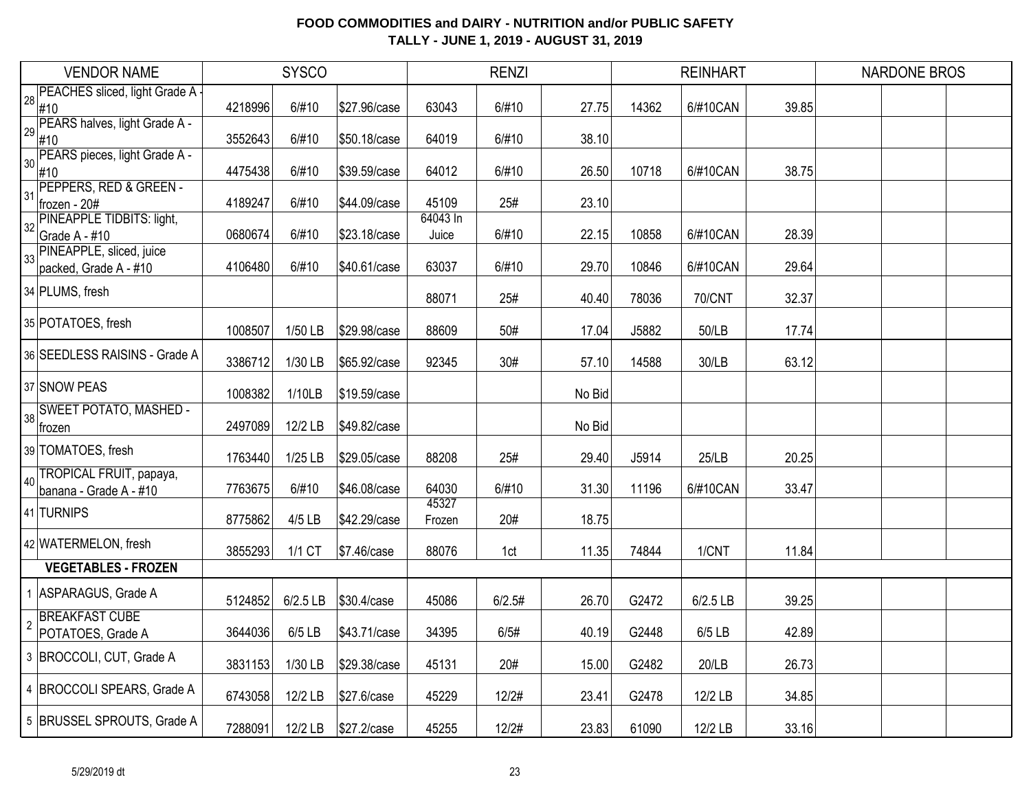# FOOD COMMODITIES and DAIRY - NUTRITION and/or PUBLIC SAFETY
## TALLY - JUNE 1, 2019 - AUGUST 31, 2019

| | VENDOR NAME | SYSCO | | | RENZI | | | REINHART | | | NARDONE BROS | | |
|---|---|---|---|---|---|---|---|---|---|---|---|---|---|
| 28 | PEACHES sliced, light Grade A - #10 | 4218996 | 6/#10 | $27.96/case | 63043 | 6/#10 | 27.75 | 14362 | 6/#10CAN | 39.85 | | | |
| 29 | PEARS halves, light Grade A - #10 | 3552643 | 6/#10 | $50.18/case | 64019 | 6/#10 | 38.10 | | | | | | |
| 30 | PEARS pieces, light Grade A - #10 | 4475438 | 6/#10 | $39.59/case | 64012 | 6/#10 | 26.50 | 10718 | 6/#10CAN | 38.75 | | | |
| 31 | PEPPERS, RED & GREEN - frozen - 20# | 4189247 | 6/#10 | $44.09/case | 45109 | 25# | 23.10 | | | | | | |
| 32 | PINEAPPLE TIDBITS: light, Grade A - #10 | 0680674 | 6/#10 | $23.18/case | 64043 In Juice | 6/#10 | 22.15 | 10858 | 6/#10CAN | 28.39 | | | |
| 33 | PINEAPPLE, sliced, juice packed, Grade A - #10 | 4106480 | 6/#10 | $40.61/case | 63037 | 6/#10 | 29.70 | 10846 | 6/#10CAN | 29.64 | | | |
| 34 | PLUMS, fresh | | | | 88071 | 25# | 40.40 | 78036 | 70/CNT | 32.37 | | | |
| 35 | POTATOES, fresh | 1008507 | 1/50 LB | $29.98/case | 88609 | 50# | 17.04 | J5882 | 50/LB | 17.74 | | | |
| 36 | SEEDLESS RAISINS - Grade A | 3386712 | 1/30 LB | $65.92/case | 92345 | 30# | 57.10 | 14588 | 30/LB | 63.12 | | | |
| 37 | SNOW PEAS | 1008382 | 1/10LB | $19.59/case | | | No Bid | | | | | | |
| 38 | SWEET POTATO, MASHED - frozen | 2497089 | 12/2 LB | $49.82/case | | | No Bid | | | | | | |
| 39 | TOMATOES, fresh | 1763440 | 1/25 LB | $29.05/case | 88208 | 25# | 29.40 | J5914 | 25/LB | 20.25 | | | |
| 40 | TROPICAL FRUIT, papaya, banana - Grade A - #10 | 7763675 | 6/#10 | $46.08/case | 64030 | 6/#10 | 31.30 | 11196 | 6/#10CAN | 33.47 | | | |
| 41 | TURNIPS | 8775862 | 4/5 LB | $42.29/case | 45327 Frozen | 20# | 18.75 | | | | | | |
| 42 | WATERMELON, fresh | 3855293 | 1/1 CT | $7.46/case | 88076 | 1ct | 11.35 | 74844 | 1/CNT | 11.84 | | | |
| | **VEGETABLES - FROZEN** | | | | | | | | | | | | |
| 1 | ASPARAGUS, Grade A | 5124852 | 6/2.5 LB | $30.4/case | 45086 | 6/2.5# | 26.70 | G2472 | 6/2.5 LB | 39.25 | | | |
| 2 | BREAKFAST CUBE POTATOES, Grade A | 3644036 | 6/5 LB | $43.71/case | 34395 | 6/5# | 40.19 | G2448 | 6/5 LB | 42.89 | | | |
| 3 | BROCCOLI, CUT, Grade A | 3831153 | 1/30 LB | $29.38/case | 45131 | 20# | 15.00 | G2482 | 20/LB | 26.73 | | | |
| 4 | BROCCOLI SPEARS, Grade A | 6743058 | 12/2 LB | $27.6/case | 45229 | 12/2# | 23.41 | G2478 | 12/2 LB | 34.85 | | | |
| 5 | BRUSSEL SPROUTS, Grade A | 7288091 | 12/2 LB | $27.2/case | 45255 | 12/2# | 23.83 | 61090 | 12/2 LB | 33.16 | | | |

5/29/2019 dt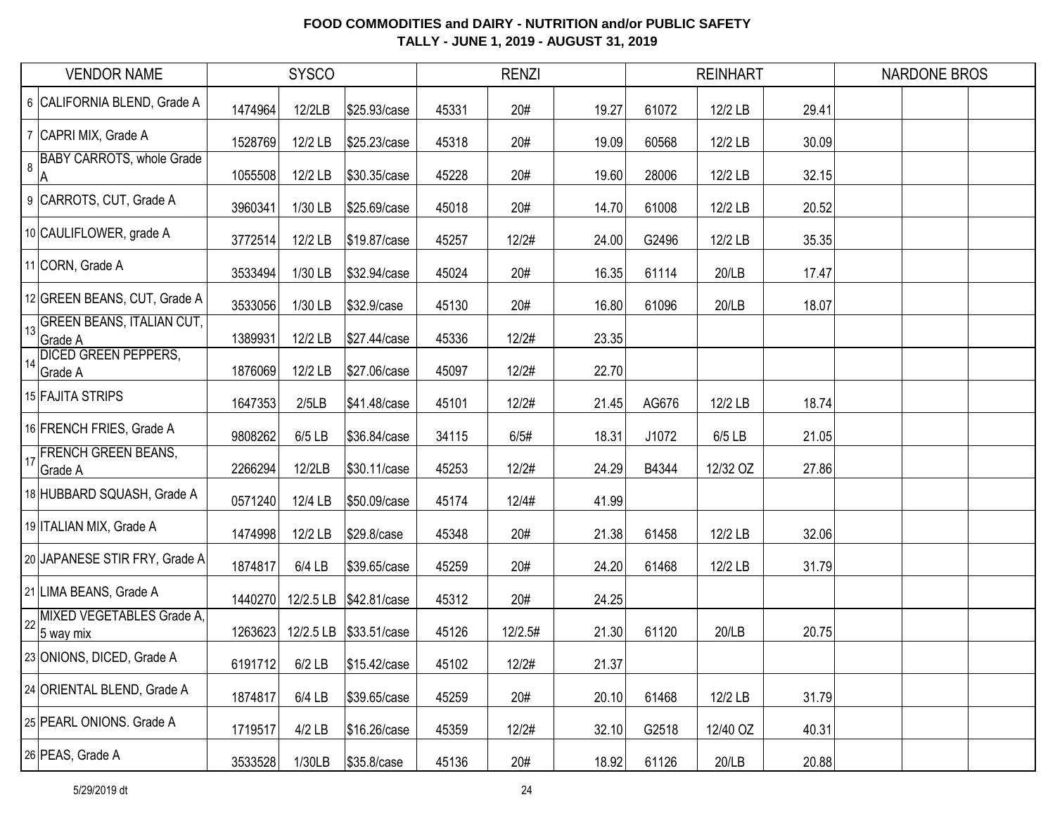**FOOD COMMODITIES and DAIRY - NUTRITION and/or PUBLIC SAFETY**
**TALLY - JUNE 1, 2019 - AUGUST 31, 2019**

| | VENDOR NAME | SYSCO | | | RENZI | | | REINHART | | | NARDONE BROS | | |
|---|---|---|---|---|---|---|---|---|---|---|---|---|---|
| 6 | CALIFORNIA BLEND, Grade A | 1474964 | 12/2LB | $25.93/case | 45331 | 20# | 19.27 | 61072 | 12/2 LB | 29.41 | | | |
| 7 | CAPRI MIX, Grade A | 1528769 | 12/2 LB | $25.23/case | 45318 | 20# | 19.09 | 60568 | 12/2 LB | 30.09 | | | |
| 8 | BABY CARROTS, whole Grade A | 1055508 | 12/2 LB | $30.35/case | 45228 | 20# | 19.60 | 28006 | 12/2 LB | 32.15 | | | |
| 9 | CARROTS, CUT, Grade A | 3960341 | 1/30 LB | $25.69/case | 45018 | 20# | 14.70 | 61008 | 12/2 LB | 20.52 | | | |
| 10 | CAULIFLOWER, grade A | 3772514 | 12/2 LB | $19.87/case | 45257 | 12/2# | 24.00 | G2496 | 12/2 LB | 35.35 | | | |
| 11 | CORN, Grade A | 3533494 | 1/30 LB | $32.94/case | 45024 | 20# | 16.35 | 61114 | 20/LB | 17.47 | | | |
| 12 | GREEN BEANS, CUT, Grade A | 3533056 | 1/30 LB | $32.9/case | 45130 | 20# | 16.80 | 61096 | 20/LB | 18.07 | | | |
| 13 | GREEN BEANS, ITALIAN CUT, Grade A | 1389931 | 12/2 LB | $27.44/case | 45336 | 12/2# | 23.35 | | | | | | |
| 14 | DICED GREEN PEPPERS, Grade A | 1876069 | 12/2 LB | $27.06/case | 45097 | 12/2# | 22.70 | | | | | | |
| 15 | FAJITA STRIPS | 1647353 | 2/5LB | $41.48/case | 45101 | 12/2# | 21.45 | AG676 | 12/2 LB | 18.74 | | | |
| 16 | FRENCH FRIES, Grade A | 9808262 | 6/5 LB | $36.84/case | 34115 | 6/5# | 18.31 | J1072 | 6/5 LB | 21.05 | | | |
| 17 | FRENCH GREEN BEANS, Grade A | 2266294 | 12/2LB | $30.11/case | 45253 | 12/2# | 24.29 | B4344 | 12/32 OZ | 27.86 | | | |
| 18 | HUBBARD SQUASH, Grade A | 0571240 | 12/4 LB | $50.09/case | 45174 | 12/4# | 41.99 | | | | | | |
| 19 | ITALIAN MIX, Grade A | 1474998 | 12/2 LB | $29.8/case | 45348 | 20# | 21.38 | 61458 | 12/2 LB | 32.06 | | | |
| 20 | JAPANESE STIR FRY, Grade A | 1874817 | 6/4 LB | $39.65/case | 45259 | 20# | 24.20 | 61468 | 12/2 LB | 31.79 | | | |
| 21 | LIMA BEANS, Grade A | 1440270 | 12/2.5 LB | $42.81/case | 45312 | 20# | 24.25 | | | | | | |
| 22 | MIXED VEGETABLES Grade A, 5 way mix | 1263623 | 12/2.5 LB | $33.51/case | 45126 | 12/2.5# | 21.30 | 61120 | 20/LB | 20.75 | | | |
| 23 | ONIONS, DICED, Grade A | 6191712 | 6/2 LB | $15.42/case | 45102 | 12/2# | 21.37 | | | | | | |
| 24 | ORIENTAL BLEND, Grade A | 1874817 | 6/4 LB | $39.65/case | 45259 | 20# | 20.10 | 61468 | 12/2 LB | 31.79 | | | |
| 25 | PEARL ONIONS. Grade A | 1719517 | 4/2 LB | $16.26/case | 45359 | 12/2# | 32.10 | G2518 | 12/40 OZ | 40.31 | | | |
| 26 | PEAS, Grade A | 3533528 | 1/30LB | $35.8/case | 45136 | 20# | 18.92 | 61126 | 20/LB | 20.88 | | | |

5/29/2019 dt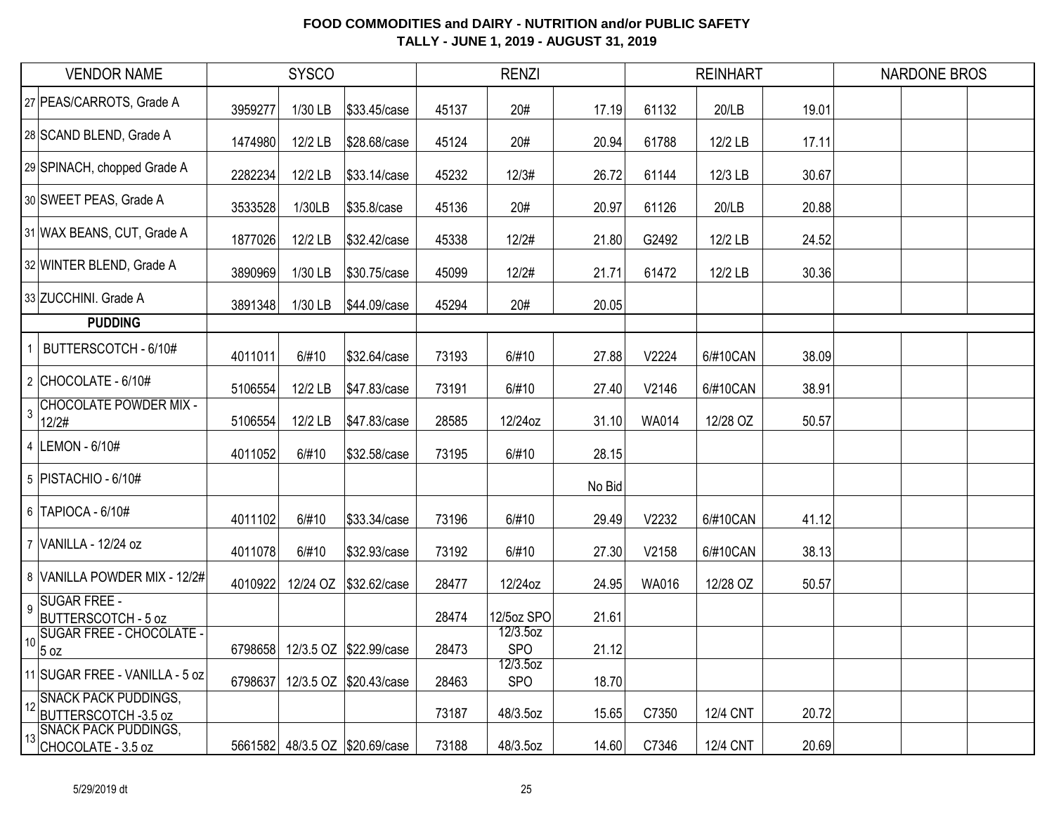**FOOD COMMODITIES and DAIRY - NUTRITION and/or PUBLIC SAFETY**
**TALLY - JUNE 1, 2019 - AUGUST 31, 2019**

| | VENDOR NAME | SYSCO | | | RENZI | | | REINHART | | | NARDONE BROS | | |
|---|---|---|---|---|---|---|---|---|---|---|---|---|---|
| 27 | PEAS/CARROTS, Grade A | 3959277 | 1/30 LB | $33.45/case | 45137 | 20# | 17.19 | 61132 | 20/LB | 19.01 | | | |
| 28 | SCAND BLEND, Grade A | 1474980 | 12/2 LB | $28.68/case | 45124 | 20# | 20.94 | 61788 | 12/2 LB | 17.11 | | | |
| 29 | SPINACH, chopped Grade A | 2282234 | 12/2 LB | $33.14/case | 45232 | 12/3# | 26.72 | 61144 | 12/3 LB | 30.67 | | | |
| 30 | SWEET PEAS, Grade A | 3533528 | 1/30LB | $35.8/case | 45136 | 20# | 20.97 | 61126 | 20/LB | 20.88 | | | |
| 31 | WAX BEANS, CUT, Grade A | 1877026 | 12/2 LB | $32.42/case | 45338 | 12/2# | 21.80 | G2492 | 12/2 LB | 24.52 | | | |
| 32 | WINTER BLEND, Grade A | 3890969 | 1/30 LB | $30.75/case | 45099 | 12/2# | 21.71 | 61472 | 12/2 LB | 30.36 | | | |
| 33 | ZUCCHINI. Grade A | 3891348 | 1/30 LB | $44.09/case | 45294 | 20# | 20.05 | | | | | | |
| | **PUDDING** | | | | | | | | | | | | |
| 1 | BUTTERSCOTCH - 6/10# | 4011011 | 6/#10 | $32.64/case | 73193 | 6/#10 | 27.88 | V2224 | 6/#10CAN | 38.09 | | | |
| 2 | CHOCOLATE - 6/10# | 5106554 | 12/2 LB | $47.83/case | 73191 | 6/#10 | 27.40 | V2146 | 6/#10CAN | 38.91 | | | |
| 3 | CHOCOLATE POWDER MIX - 12/2# | 5106554 | 12/2 LB | $47.83/case | 28585 | 12/24oz | 31.10 | WA014 | 12/28 OZ | 50.57 | | | |
| 4 | LEMON - 6/10# | 4011052 | 6/#10 | $32.58/case | 73195 | 6/#10 | 28.15 | | | | | | |
| 5 | PISTACHIO - 6/10# | | | | | | No Bid | | | | | | |
| 6 | TAPIOCA - 6/10# | 4011102 | 6/#10 | $33.34/case | 73196 | 6/#10 | 29.49 | V2232 | 6/#10CAN | 41.12 | | | |
| 7 | VANILLA - 12/24 oz | 4011078 | 6/#10 | $32.93/case | 73192 | 6/#10 | 27.30 | V2158 | 6/#10CAN | 38.13 | | | |
| 8 | VANILLA POWDER MIX - 12/2# | 4010922 | 12/24 OZ | $32.62/case | 28477 | 12/24oz | 24.95 | WA016 | 12/28 OZ | 50.57 | | | |
| 9 | SUGAR FREE - BUTTERSCOTCH - 5 oz | | | | 28474 | 12/5oz SPO | 21.61 | | | | | | |
| 10 | SUGAR FREE - CHOCOLATE - 5 oz | 6798658 | 12/3.5 OZ | $22.99/case | 28473 | 12/3.5oz SPO | 21.12 | | | | | | |
| 11 | SUGAR FREE - VANILLA - 5 oz | 6798637 | 12/3.5 OZ | $20.43/case | 28463 | 12/3.5oz SPO | 18.70 | | | | | | |
| 12 | SNACK PACK PUDDINGS, BUTTERSCOTCH -3.5 oz | | | | 73187 | 48/3.5oz | 15.65 | C7350 | 12/4 CNT | 20.72 | | | |
| 13 | SNACK PACK PUDDINGS, CHOCOLATE - 3.5 oz | 5661582 | 48/3.5 OZ | $20.69/case | 73188 | 48/3.5oz | 14.60 | C7346 | 12/4 CNT | 20.69 | | | |

5/29/2019 dt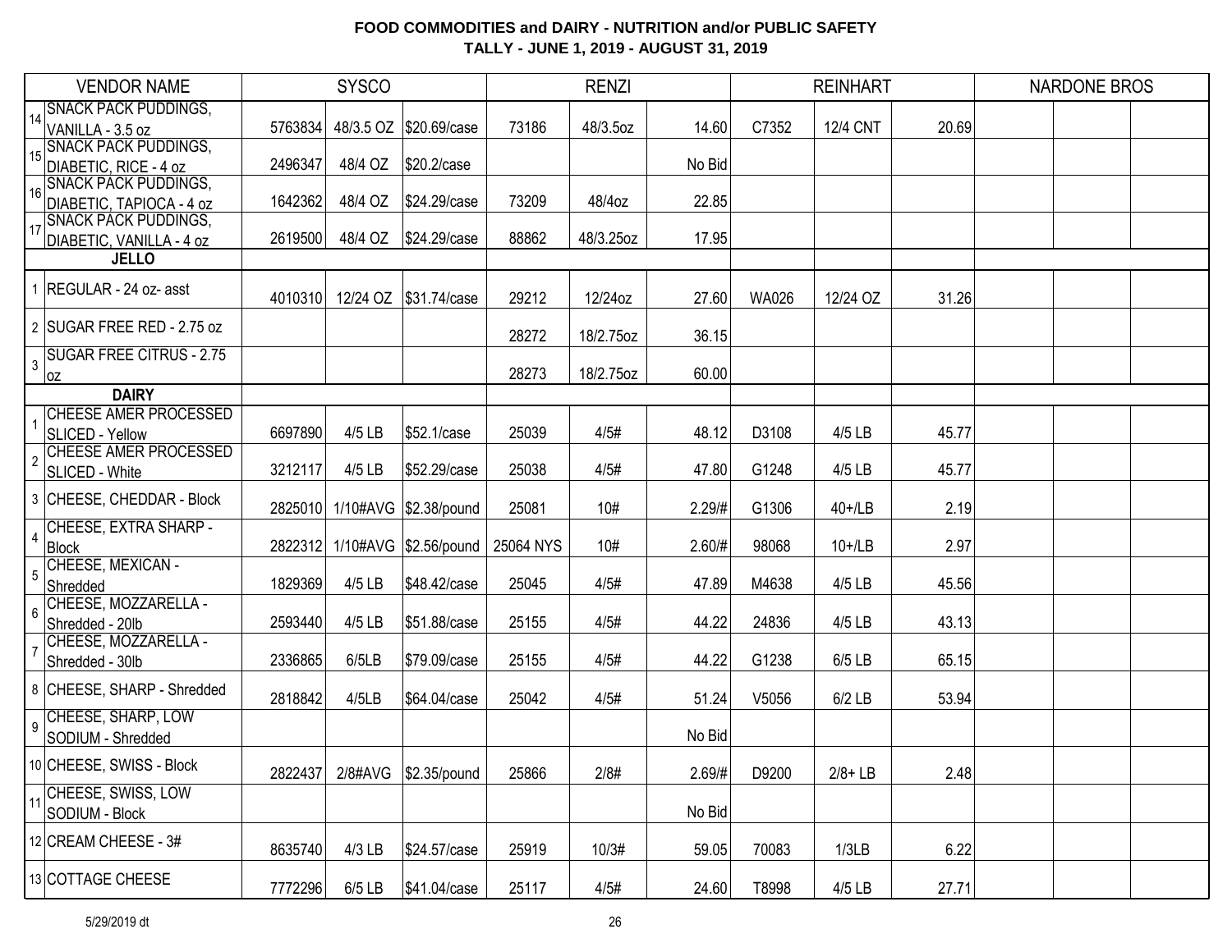**FOOD COMMODITIES and DAIRY - NUTRITION and/or PUBLIC SAFETY**
**TALLY - JUNE 1, 2019 - AUGUST 31, 2019**

| | VENDOR NAME | SYSCO | | | RENZI | | | REINHART | | | NARDONE BROS | | |
|---|---|---|---|---|---|---|---|---|---|---|---|---|---|
| 14 | SNACK PACK PUDDINGS, VANILLA - 3.5 oz | 5763834 | 48/3.5 OZ | $20.69/case | 73186 | 48/3.5oz | 14.60 | C7352 | 12/4 CNT | 20.69 | | | |
| 15 | SNACK PACK PUDDINGS, DIABETIC, RICE - 4 oz | 2496347 | 48/4 OZ | $20.2/case | | | No Bid | | | | | | |
| 16 | SNACK PACK PUDDINGS, DIABETIC, TAPIOCA - 4 oz | 1642362 | 48/4 OZ | $24.29/case | 73209 | 48/4oz | 22.85 | | | | | | |
| 17 | SNACK PACK PUDDINGS, DIABETIC, VANILLA - 4 oz | 2619500 | 48/4 OZ | $24.29/case | 88862 | 48/3.25oz | 17.95 | | | | | | |
| | **JELLO** | | | | | | | | | | | | |
| 1 | REGULAR - 24 oz- asst | 4010310 | 12/24 OZ | $31.74/case | 29212 | 12/24oz | 27.60 | WA026 | 12/24 OZ | 31.26 | | | |
| 2 | SUGAR FREE RED - 2.75 oz | | | | 28272 | 18/2.75oz | 36.15 | | | | | | |
| 3 | SUGAR FREE CITRUS - 2.75 oz | | | | 28273 | 18/2.75oz | 60.00 | | | | | | |
| | **DAIRY** | | | | | | | | | | | | |
| 1 | CHEESE AMER PROCESSED SLICED - Yellow | 6697890 | 4/5 LB | $52.1/case | 25039 | 4/5# | 48.12 | D3108 | 4/5 LB | 45.77 | | | |
| 2 | CHEESE AMER PROCESSED SLICED - White | 3212117 | 4/5 LB | $52.29/case | 25038 | 4/5# | 47.80 | G1248 | 4/5 LB | 45.77 | | | |
| 3 | CHEESE, CHEDDAR - Block | 2825010 | 1/10#AVG | $2.38/pound | 25081 | 10# | 2.29/# | G1306 | 40+/LB | 2.19 | | | |
| 4 | CHEESE, EXTRA SHARP - Block | 2822312 | 1/10#AVG | $2.56/pound | 25064 NYS | 10# | 2.60/# | 98068 | 10+/LB | 2.97 | | | |
| 5 | CHEESE, MEXICAN - Shredded | 1829369 | 4/5 LB | $48.42/case | 25045 | 4/5# | 47.89 | M4638 | 4/5 LB | 45.56 | | | |
| 6 | CHEESE, MOZZARELLA - Shredded - 20lb | 2593440 | 4/5 LB | $51.88/case | 25155 | 4/5# | 44.22 | 24836 | 4/5 LB | 43.13 | | | |
| 7 | CHEESE, MOZZARELLA - Shredded - 30lb | 2336865 | 6/5LB | $79.09/case | 25155 | 4/5# | 44.22 | G1238 | 6/5 LB | 65.15 | | | |
| 8 | CHEESE, SHARP - Shredded | 2818842 | 4/5LB | $64.04/case | 25042 | 4/5# | 51.24 | V5056 | 6/2 LB | 53.94 | | | |
| 9 | CHEESE, SHARP, LOW SODIUM - Shredded | | | | | | No Bid | | | | | | |
| 10 | CHEESE, SWISS - Block | 2822437 | 2/8#AVG | $2.35/pound | 25866 | 2/8# | 2.69/# | D9200 | 2/8+ LB | 2.48 | | | |
| 11 | CHEESE, SWISS, LOW SODIUM - Block | | | | | | No Bid | | | | | | |
| 12 | CREAM CHEESE - 3# | 8635740 | 4/3 LB | $24.57/case | 25919 | 10/3# | 59.05 | 70083 | 1/3LB | 6.22 | | | |
| 13 | COTTAGE CHEESE | 7772296 | 6/5 LB | $41.04/case | 25117 | 4/5# | 24.60 | T8998 | 4/5 LB | 27.71 | | | |

5/29/2019 dt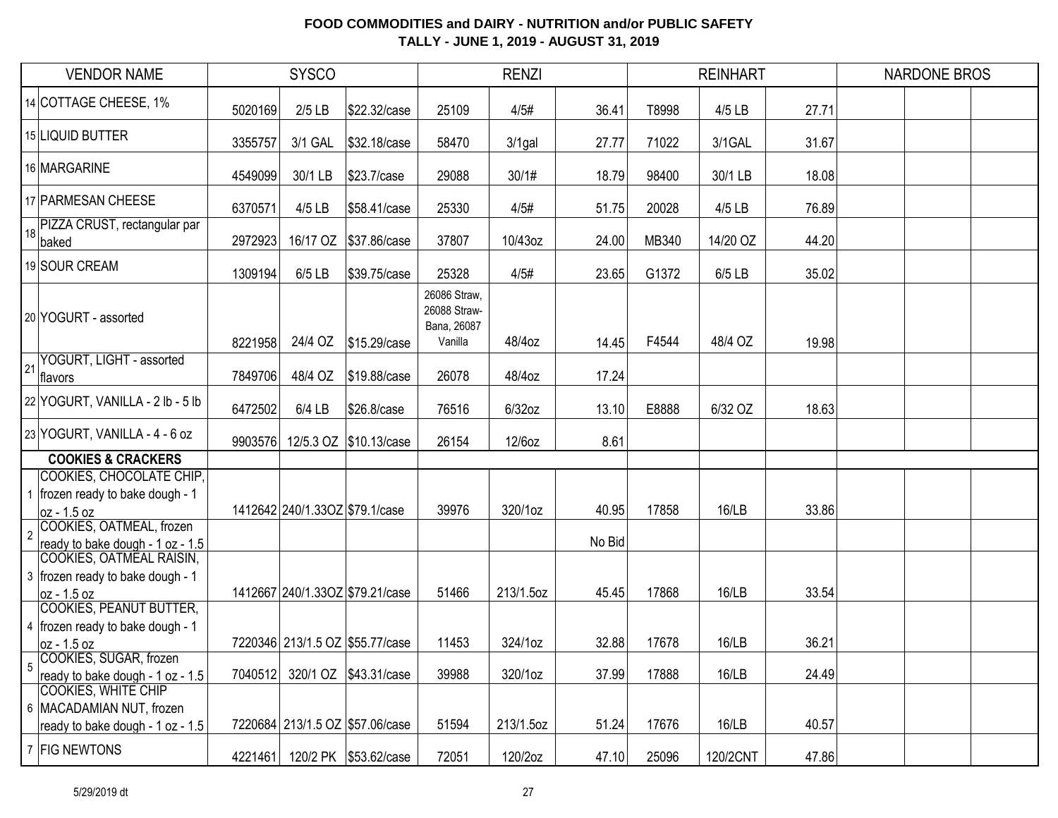# FOOD COMMODITIES and DAIRY - NUTRITION and/or PUBLIC SAFETY
## TALLY - JUNE 1, 2019 - AUGUST 31, 2019

| | VENDOR NAME | SYSCO | | | RENZI | | | REINHART | | | NARDONE BROS | | |
|---|---|---|---|---|---|---|---|---|---|---|---|---|---|
| 14 | COTTAGE CHEESE, 1% | 5020169 | 2/5 LB | $22.32/case | 25109 | 4/5# | 36.41 | T8998 | 4/5 LB | 27.71 | | | |
| 15 | LIQUID BUTTER | 3355757 | 3/1 GAL | $32.18/case | 58470 | 3/1gal | 27.77 | 71022 | 3/1GAL | 31.67 | | | |
| 16 | MARGARINE | 4549099 | 30/1 LB | $23.7/case | 29088 | 30/1# | 18.79 | 98400 | 30/1 LB | 18.08 | | | |
| 17 | PARMESAN CHEESE | 6370571 | 4/5 LB | $58.41/case | 25330 | 4/5# | 51.75 | 20028 | 4/5 LB | 76.89 | | | |
| 18 | PIZZA CRUST, rectangular par baked | 2972923 | 16/17 OZ | $37.86/case | 37807 | 10/43oz | 24.00 | MB340 | 14/20 OZ | 44.20 | | | |
| 19 | SOUR CREAM | 1309194 | 6/5 LB | $39.75/case | 25328 | 4/5# | 23.65 | G1372 | 6/5 LB | 35.02 | | | |
| 20 | YOGURT - assorted | 8221958 | 24/4 OZ | $15.29/case | 26086 Straw, 26088 Straw-Bana, 26087 Vanilla | 48/4oz | 14.45 | F4544 | 48/4 OZ | 19.98 | | | |
| 21 | YOGURT, LIGHT - assorted flavors | 7849706 | 48/4 OZ | $19.88/case | 26078 | 48/4oz | 17.24 | | | | | | |
| 22 | YOGURT, VANILLA - 2 lb - 5 lb | 6472502 | 6/4 LB | $26.8/case | 76516 | 6/32oz | 13.10 | E8888 | 6/32 OZ | 18.63 | | | |
| 23 | YOGURT, VANILLA - 4 - 6 oz | 9903576 | 12/5.3 OZ | $10.13/case | 26154 | 12/6oz | 8.61 | | | | | | |
| | **COOKIES & CRACKERS** | | | | | | | | | | | | |
| 1 | COOKIES, CHOCOLATE CHIP, frozen ready to bake dough - 1 oz - 1.5 oz | 1412642 | 240/1.33OZ | $79.1/case | 39976 | 320/1oz | 40.95 | 17858 | 16/LB | 33.86 | | | |
| 2 | COOKIES, OATMEAL, frozen ready to bake dough - 1 oz - 1.5 | | | | | | No Bid | | | | | | |
| 3 | COOKIES, OATMEAL RAISIN, frozen ready to bake dough - 1 oz - 1.5 oz | 1412667 | 240/1.33OZ | $79.21/case | 51466 | 213/1.5oz | 45.45 | 17868 | 16/LB | 33.54 | | | |
| 4 | COOKIES, PEANUT BUTTER, frozen ready to bake dough - 1 oz - 1.5 oz | 7220346 | 213/1.5 OZ | $55.77/case | 11453 | 324/1oz | 32.88 | 17678 | 16/LB | 36.21 | | | |
| 5 | COOKIES, SUGAR, frozen ready to bake dough - 1 oz - 1.5 | 7040512 | 320/1 OZ | $43.31/case | 39988 | 320/1oz | 37.99 | 17888 | 16/LB | 24.49 | | | |
| 6 | COOKIES, WHITE CHIP MACADAMIAN NUT, frozen ready to bake dough - 1 oz - 1.5 | 7220684 | 213/1.5 OZ | $57.06/case | 51594 | 213/1.5oz | 51.24 | 17676 | 16/LB | 40.57 | | | |
| 7 | FIG NEWTONS | 4221461 | 120/2 PK | $53.62/case | 72051 | 120/2oz | 47.10 | 25096 | 120/2CNT | 47.86 | | | |

5/29/2019 dt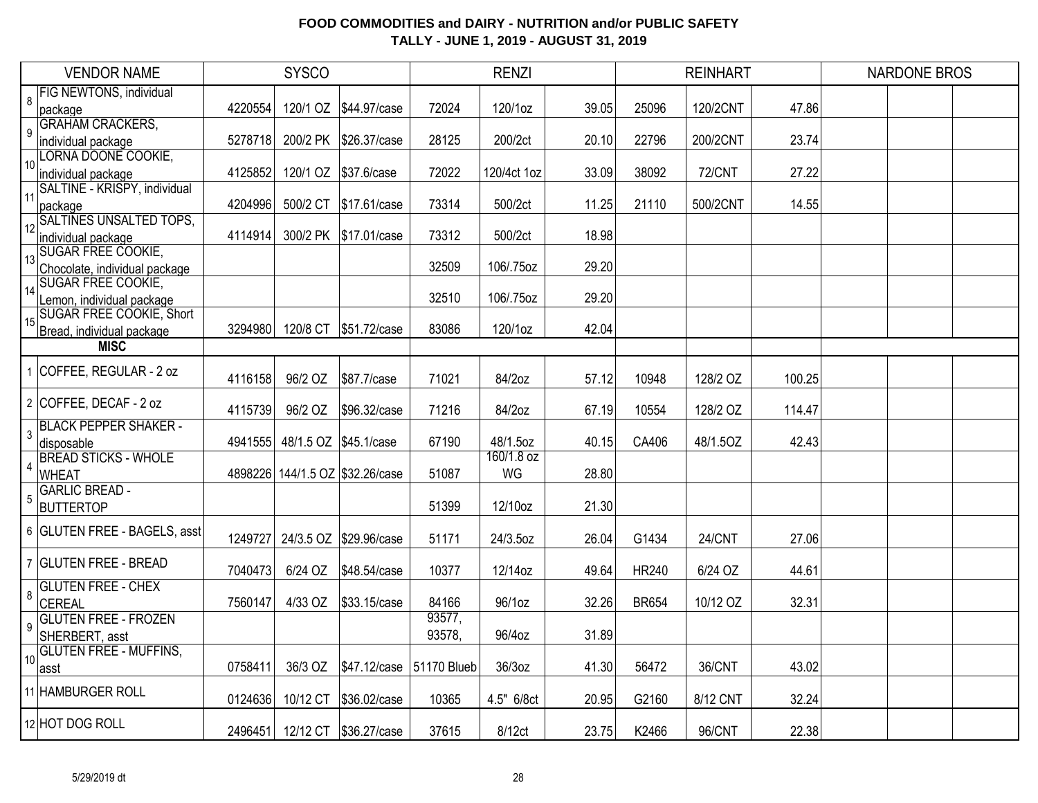# FOOD COMMODITIES and DAIRY - NUTRITION and/or PUBLIC SAFETY

## TALLY - JUNE 1, 2019 - AUGUST 31, 2019

| | VENDOR NAME | SYSCO | | | RENZI | | | REINHART | | | NARDONE BROS | | |
|---|---|---|---|---|---|---|---|---|---|---|---|---|---|
| 8 | FIG NEWTONS, individual package | 4220554 | 120/1 OZ | $44.97/case | 72024 | 120/1oz | 39.05 | 25096 | 120/2CNT | 47.86 | | | |
| 9 | GRAHAM CRACKERS, individual package | 5278718 | 200/2 PK | $26.37/case | 28125 | 200/2ct | 20.10 | 22796 | 200/2CNT | 23.74 | | | |
| 10 | LORNA DOONE COOKIE, individual package | 4125852 | 120/1 OZ | $37.6/case | 72022 | 120/4ct 1oz | 33.09 | 38092 | 72/CNT | 27.22 | | | |
| 11 | SALTINE - KRISPY, individual package | 4204996 | 500/2 CT | $17.61/case | 73314 | 500/2ct | 11.25 | 21110 | 500/2CNT | 14.55 | | | |
| 12 | SALTINES UNSALTED TOPS, individual package | 4114914 | 300/2 PK | $17.01/case | 73312 | 500/2ct | 18.98 | | | | | | |
| 13 | SUGAR FREE COOKIE, Chocolate, individual package | | | | 32509 | 106/.75oz | 29.20 | | | | | | |
| 14 | SUGAR FREE COOKIE, Lemon, individual package | | | | 32510 | 106/.75oz | 29.20 | | | | | | |
| 15 | SUGAR FREE COOKIE, Short Bread, individual package | 3294980 | 120/8 CT | $51.72/case | 83086 | 120/1oz | 42.04 | | | | | | |
| | **MISC** | | | | | | | | | | | | |
| 1 | COFFEE, REGULAR - 2 oz | 4116158 | 96/2 OZ | $87.7/case | 71021 | 84/2oz | 57.12 | 10948 | 128/2 OZ | 100.25 | | | |
| 2 | COFFEE, DECAF - 2 oz | 4115739 | 96/2 OZ | $96.32/case | 71216 | 84/2oz | 67.19 | 10554 | 128/2 OZ | 114.47 | | | |
| 3 | BLACK PEPPER SHAKER - disposable | 4941555 | 48/1.5 OZ | $45.1/case | 67190 | 48/1.5oz | 40.15 | CA406 | 48/1.5OZ | 42.43 | | | |
| 4 | BREAD STICKS - WHOLE WHEAT | 4898226 | 144/1.5 OZ | $32.26/case | 51087 | 160/1.8 oz WG | 28.80 | | | | | | |
| 5 | GARLIC BREAD - BUTTERTOP | | | | 51399 | 12/10oz | 21.30 | | | | | | |
| 6 | GLUTEN FREE - BAGELS, asst | 1249727 | 24/3.5 OZ | $29.96/case | 51171 | 24/3.5oz | 26.04 | G1434 | 24/CNT | 27.06 | | | |
| 7 | GLUTEN FREE - BREAD | 7040473 | 6/24 OZ | $48.54/case | 10377 | 12/14oz | 49.64 | HR240 | 6/24 OZ | 44.61 | | | |
| 8 | GLUTEN FREE - CHEX CEREAL | 7560147 | 4/33 OZ | $33.15/case | 84166 | 96/1oz | 32.26 | BR654 | 10/12 OZ | 32.31 | | | |
| 9 | GLUTEN FREE - FROZEN SHERBERT, asst | | | | 93577, 93578, | 96/4oz | 31.89 | | | | | | |
| 10 | GLUTEN FREE - MUFFINS, asst | 0758411 | 36/3 OZ | $47.12/case | 51170 Blueb | 36/3oz | 41.30 | 56472 | 36/CNT | 43.02 | | | |
| 11 | HAMBURGER ROLL | 0124636 | 10/12 CT | $36.02/case | 10365 | 4.5" 6/8ct | 20.95 | G2160 | 8/12 CNT | 32.24 | | | |
| 12 | HOT DOG ROLL | 2496451 | 12/12 CT | $36.27/case | 37615 | 8/12ct | 23.75 | K2466 | 96/CNT | 22.38 | | | |

5/29/2019 dt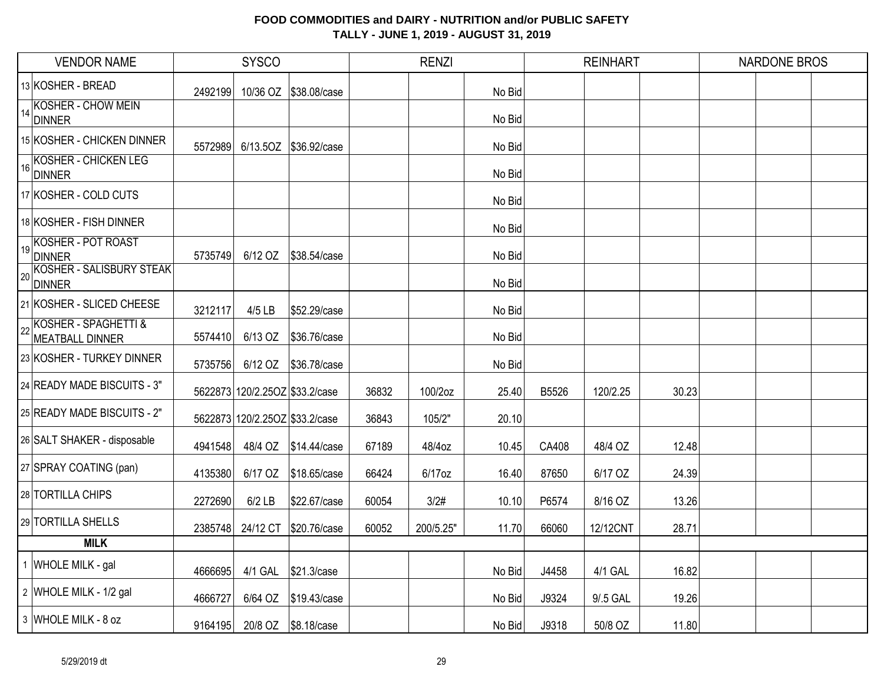# FOOD COMMODITIES and DAIRY - NUTRITION and/or PUBLIC SAFETY

## TALLY - JUNE 1, 2019 - AUGUST 31, 2019

| | VENDOR NAME | SYSCO | | | RENZI | | | REINHART | | | NARDONE BROS | | |
|---|---|---|---|---|---|---|---|---|---|---|---|---|---|
| 13 | KOSHER - BREAD | 2492199 | 10/36 OZ | $38.08/case | | | No Bid | | | | | | |
| 14 | KOSHER - CHOW MEIN DINNER | | | | | | No Bid | | | | | | |
| 15 | KOSHER - CHICKEN DINNER | 5572989 | 6/13.5OZ | $36.92/case | | | No Bid | | | | | | |
| 16 | KOSHER - CHICKEN LEG DINNER | | | | | | No Bid | | | | | | |
| 17 | KOSHER - COLD CUTS | | | | | | No Bid | | | | | | |
| 18 | KOSHER - FISH DINNER | | | | | | No Bid | | | | | | |
| 19 | KOSHER - POT ROAST DINNER | 5735749 | 6/12 OZ | $38.54/case | | | No Bid | | | | | | |
| 20 | KOSHER - SALISBURY STEAK DINNER | | | | | | No Bid | | | | | | |
| 21 | KOSHER - SLICED CHEESE | 3212117 | 4/5 LB | $52.29/case | | | No Bid | | | | | | |
| 22 | KOSHER - SPAGHETTI & MEATBALL DINNER | 5574410 | 6/13 OZ | $36.76/case | | | No Bid | | | | | | |
| 23 | KOSHER - TURKEY DINNER | 5735756 | 6/12 OZ | $36.78/case | | | No Bid | | | | | | |
| 24 | READY MADE BISCUITS - 3" | 5622873 | 120/2.25OZ | $33.2/case | 36832 | 100/2oz | 25.40 | B5526 | 120/2.25 | 30.23 | | | |
| 25 | READY MADE BISCUITS - 2" | 5622873 | 120/2.25OZ | $33.2/case | 36843 | 105/2" | 20.10 | | | | | | |
| 26 | SALT SHAKER - disposable | 4941548 | 48/4 OZ | $14.44/case | 67189 | 48/4oz | 10.45 | CA408 | 48/4 OZ | 12.48 | | | |
| 27 | SPRAY COATING (pan) | 4135380 | 6/17 OZ | $18.65/case | 66424 | 6/17oz | 16.40 | 87650 | 6/17 OZ | 24.39 | | | |
| 28 | TORTILLA CHIPS | 2272690 | 6/2 LB | $22.67/case | 60054 | 3/2# | 10.10 | P6574 | 8/16 OZ | 13.26 | | | |
| 29 | TORTILLA SHELLS | 2385748 | 24/12 CT | $20.76/case | 60052 | 200/5.25" | 11.70 | 66060 | 12/12CNT | 28.71 | | | |
| | **MILK** | | | | | | | | | | | | |
| 1 | WHOLE MILK - gal | 4666695 | 4/1 GAL | $21.3/case | | | No Bid | J4458 | 4/1 GAL | 16.82 | | | |
| 2 | WHOLE MILK - 1/2 gal | 4666727 | 6/64 OZ | $19.43/case | | | No Bid | J9324 | 9/.5 GAL | 19.26 | | | |
| 3 | WHOLE MILK - 8 oz | 9164195 | 20/8 OZ | $8.18/case | | | No Bid | J9318 | 50/8 OZ | 11.80 | | | |

5/29/2019 dt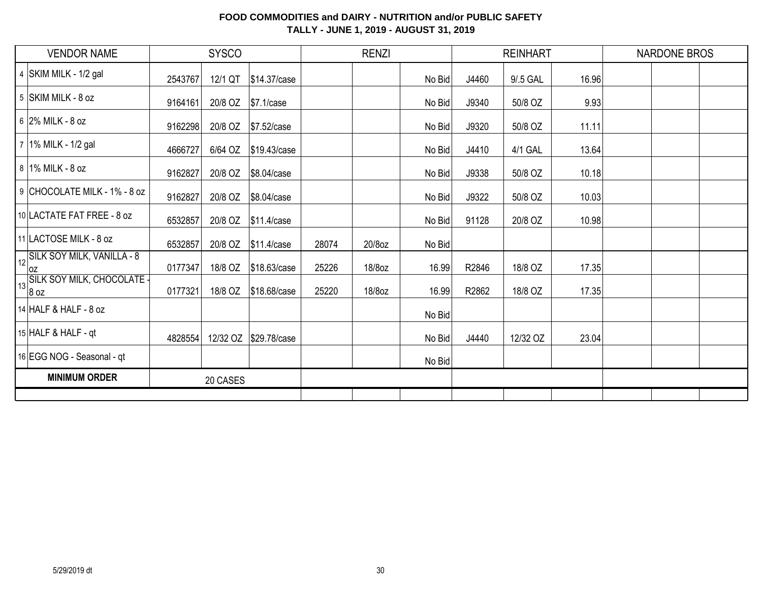**FOOD COMMODITIES and DAIRY - NUTRITION and/or PUBLIC SAFETY**
**TALLY - JUNE 1, 2019 - AUGUST 31, 2019**

| | VENDOR NAME | SYSCO | | | RENZI | | | REINHART | | | NARDONE BROS | | |
|---|---|---|---|---|---|---|---|---|---|---|---|---|---|
| 4 | SKIM MILK - 1/2 gal | 2543767 | 12/1 QT | $14.37/case | | | No Bid | J4460 | 9/.5 GAL | 16.96 | | | |
| 5 | SKIM MILK - 8 oz | 9164161 | 20/8 OZ | $7.1/case | | | No Bid | J9340 | 50/8 OZ | 9.93 | | | |
| 6 | 2% MILK - 8 oz | 9162298 | 20/8 OZ | $7.52/case | | | No Bid | J9320 | 50/8 OZ | 11.11 | | | |
| 7 | 1% MILK - 1/2 gal | 4666727 | 6/64 OZ | $19.43/case | | | No Bid | J4410 | 4/1 GAL | 13.64 | | | |
| 8 | 1% MILK - 8 oz | 9162827 | 20/8 OZ | $8.04/case | | | No Bid | J9338 | 50/8 OZ | 10.18 | | | |
| 9 | CHOCOLATE MILK - 1% - 8 oz | 9162827 | 20/8 OZ | $8.04/case | | | No Bid | J9322 | 50/8 OZ | 10.03 | | | |
| 10 | LACTATE FAT FREE - 8 oz | 6532857 | 20/8 OZ | $11.4/case | | | No Bid | 91128 | 20/8 OZ | 10.98 | | | |
| 11 | LACTOSE MILK - 8 oz | 6532857 | 20/8 OZ | $11.4/case | 28074 | 20/8oz | No Bid | | | | | | |
| 12 | SILK SOY MILK, VANILLA - 8 oz | 0177347 | 18/8 OZ | $18.63/case | 25226 | 18/8oz | 16.99 | R2846 | 18/8 OZ | 17.35 | | | |
| 13 | SILK SOY MILK, CHOCOLATE - 8 oz | 0177321 | 18/8 OZ | $18.68/case | 25220 | 18/8oz | 16.99 | R2862 | 18/8 OZ | 17.35 | | | |
| 14 | HALF & HALF - 8 oz | | | | | | No Bid | | | | | | |
| 15 | HALF & HALF - qt | 4828554 | 12/32 OZ | $29.78/case | | | No Bid | J4440 | 12/32 OZ | 23.04 | | | |
| 16 | EGG NOG - Seasonal - qt | | | | | | No Bid | | | | | | |
| | **MINIMUM ORDER** | 20 CASES | | | | | | | | | | | |
| | | | | | | | | | | | | | |

5/29/2019 dt